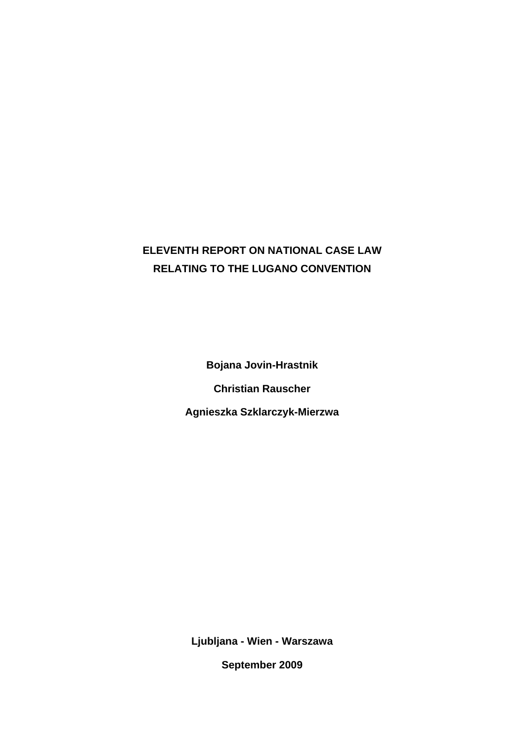# ELEVENTH REPORT ON NATIONAL CASE LAW RELATING TO THE LUGANO CONVENTION

**Bojana Jovin-Hrastnik**

**Christian Rauscher**

**Agnieszka Szklarczyk-Mierzwa**

**Ljubljana - Wien - Warszawa**

**September 2009**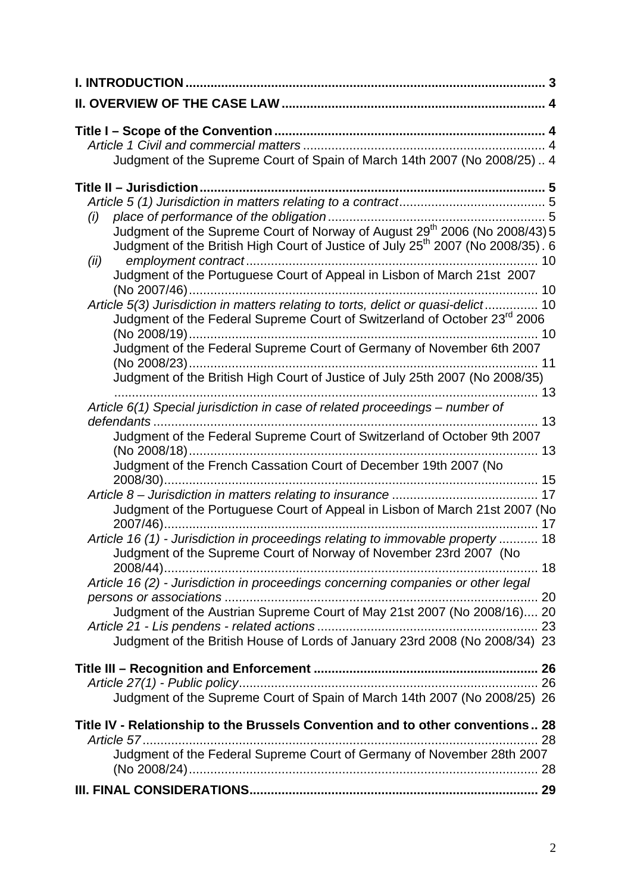**I. INTRODUCTION** ..................................................................................................... 3

**II. OVERVIEW OF THE CASE LAW** ......................................................................... 4

**Title I – Scope of the Convention** ........................................................................... 4

*Article 1 Civil and commercial matters* .................................................................... 4

Judgment of the Supreme Court of Spain of March 14th 2007 (No 2008/25) .. 4

**Title II – Jurisdiction** ................................................................................................ 5

*Article 5 (1) Jurisdiction in matters relating to a contract* ........................................ 5

*(i) place of performance of the obligation* ............................................................ 5

Judgment of the Supreme Court of Norway of August 29th 2006 (No 2008/43) 5

Judgment of the British High Court of Justice of July 25th 2007 (No 2008/35) . 6

*(ii) employment contract* ......................................................................................... 10

Judgment of the Portuguese Court of Appeal in Lisbon of March 21st 2007 (No 2007/46) ..................................................................................................... 10

*Article 5(3) Jurisdiction in matters relating to torts, delict or quasi-delict* ............... 10

Judgment of the Federal Supreme Court of Switzerland of October 23rd 2006 (No 2008/19) ..................................................................................................... 10

Judgment of the Federal Supreme Court of Germany of November 6th 2007 (No 2008/23) ..................................................................................................... 11

Judgment of the British High Court of Justice of July 25th 2007 (No 2008/35) ...................................................................................................................... 13

*Article 6(1) Special jurisdiction in case of related proceedings – number of defendants* ..................................................................................................... 13

Judgment of the Federal Supreme Court of Switzerland of October 9th 2007 (No 2008/18) ..................................................................................................... 13

Judgment of the French Cassation Court of December 19th 2007 (No 2008/30) ......................................................................................................... 15

*Article 8 – Jurisdiction in matters relating to insurance* ......................................... 17

Judgment of the Portuguese Court of Appeal in Lisbon of March 21st 2007 (No 2007/46) ......................................................................................................... 17

*Article 16 (1) - Jurisdiction in proceedings relating to immovable property* ........... 18

Judgment of the Supreme Court of Norway of November 23rd 2007 (No 2008/44) ......................................................................................................... 18

*Article 16 (2) - Jurisdiction in proceedings concerning companies or other legal persons or associations* ........................................................................................ 20

Judgment of the Austrian Supreme Court of May 21st 2007 (No 2008/16) .... 20

*Article 21 - Lis pendens - related actions* ............................................................. 23

Judgment of the British House of Lords of January 23rd 2008 (No 2008/34) 23

**Title III – Recognition and Enforcement** ............................................................... 26

*Article 27(1) - Public policy* .................................................................................... 26

Judgment of the Supreme Court of Spain of March 14th 2007 (No 2008/25) 26

**Title IV - Relationship to the Brussels Convention and to other conventions** .. 28

*Article 57* ............................................................................................................... 28

Judgment of the Federal Supreme Court of Germany of November 28th 2007 (No 2008/24) ..................................................................................................... 28

**III. FINAL CONSIDERATIONS** ................................................................................ 29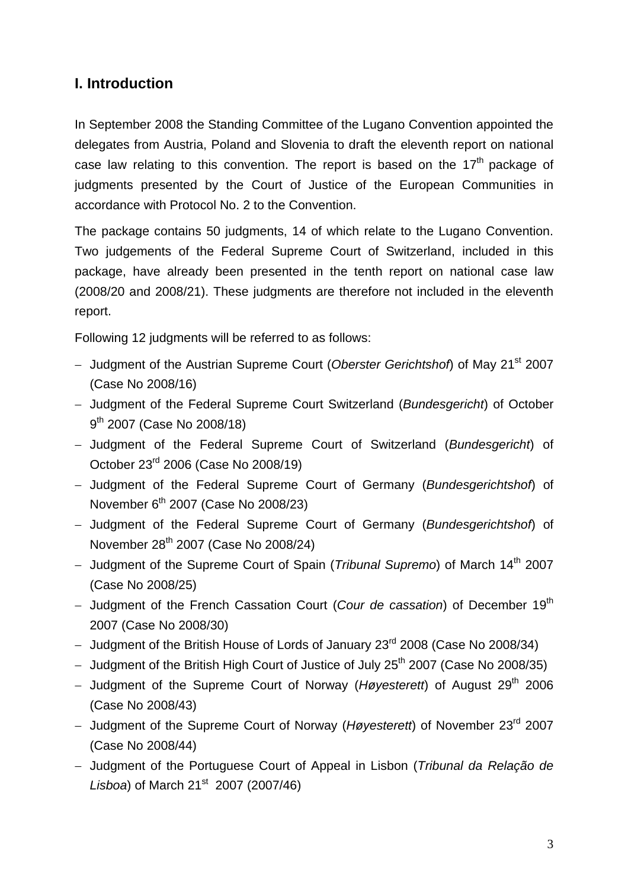## I. Introduction

In September 2008 the Standing Committee of the Lugano Convention appointed the delegates from Austria, Poland and Slovenia to draft the eleventh report on national case law relating to this convention. The report is based on the 17th package of judgments presented by the Court of Justice of the European Communities in accordance with Protocol No. 2 to the Convention.

The package contains 50 judgments, 14 of which relate to the Lugano Convention. Two judgements of the Federal Supreme Court of Switzerland, included in this package, have already been presented in the tenth report on national case law (2008/20 and 2008/21). These judgments are therefore not included in the eleventh report.

Following 12 judgments will be referred to as follows:

- Judgment of the Austrian Supreme Court (*Oberster Gerichtshof*) of May 21st 2007 (Case No 2008/16)
- Judgment of the Federal Supreme Court Switzerland (*Bundesgericht*) of October 9th 2007 (Case No 2008/18)
- Judgment of the Federal Supreme Court of Switzerland (*Bundesgericht*) of October 23rd 2006 (Case No 2008/19)
- Judgment of the Federal Supreme Court of Germany (*Bundesgerichtshof*) of November 6th 2007 (Case No 2008/23)
- Judgment of the Federal Supreme Court of Germany (*Bundesgerichtshof*) of November 28th 2007 (Case No 2008/24)
- Judgment of the Supreme Court of Spain (*Tribunal Supremo*) of March 14th 2007 (Case No 2008/25)
- Judgment of the French Cassation Court (*Cour de cassation*) of December 19th 2007 (Case No 2008/30)
- Judgment of the British House of Lords of January 23rd 2008 (Case No 2008/34)
- Judgment of the British High Court of Justice of July 25th 2007 (Case No 2008/35)
- Judgment of the Supreme Court of Norway (*Høyesterett*) of August 29th 2006 (Case No 2008/43)
- Judgment of the Supreme Court of Norway (*Høyesterett*) of November 23rd 2007 (Case No 2008/44)
- Judgment of the Portuguese Court of Appeal in Lisbon (*Tribunal da Relação de Lisboa*) of March 21st 2007 (2007/46)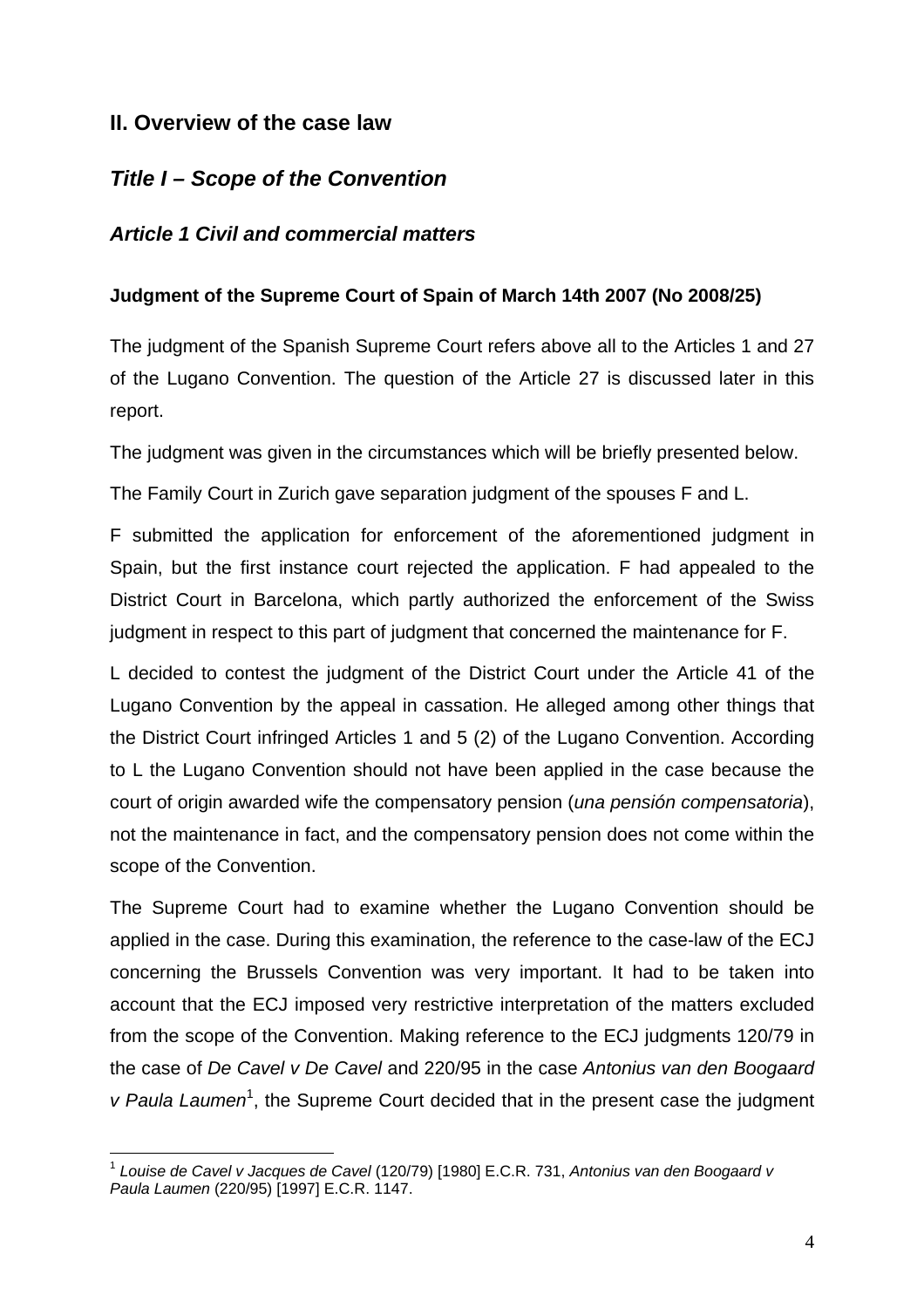## II. Overview of the case law

## *Title I – Scope of the Convention*

### *Article 1 Civil and commercial matters*

#### Judgment of the Supreme Court of Spain of March 14th 2007 (No 2008/25)

The judgment of the Spanish Supreme Court refers above all to the Articles 1 and 27 of the Lugano Convention. The question of the Article 27 is discussed later in this report.

The judgment was given in the circumstances which will be briefly presented below.

The Family Court in Zurich gave separation judgment of the spouses F and L.

F submitted the application for enforcement of the aforementioned judgment in Spain, but the first instance court rejected the application. F had appealed to the District Court in Barcelona, which partly authorized the enforcement of the Swiss judgment in respect to this part of judgment that concerned the maintenance for F.

L decided to contest the judgment of the District Court under the Article 41 of the Lugano Convention by the appeal in cassation. He alleged among other things that the District Court infringed Articles 1 and 5 (2) of the Lugano Convention. According to L the Lugano Convention should not have been applied in the case because the court of origin awarded wife the compensatory pension (*una pensión compensatoria*), not the maintenance in fact, and the compensatory pension does not come within the scope of the Convention.

The Supreme Court had to examine whether the Lugano Convention should be applied in the case. During this examination, the reference to the case-law of the ECJ concerning the Brussels Convention was very important. It had to be taken into account that the ECJ imposed very restrictive interpretation of the matters excluded from the scope of the Convention. Making reference to the ECJ judgments 120/79 in the case of *De Cavel v De Cavel* and 220/95 in the case *Antonius van den Boogaard v Paula Laumen*[1], the Supreme Court decided that in the present case the judgment

---

[1] *Louise de Cavel v Jacques de Cavel* (120/79) [1980] E.C.R. 731, *Antonius van den Boogaard v Paula Laumen* (220/95) [1997] E.C.R. 1147.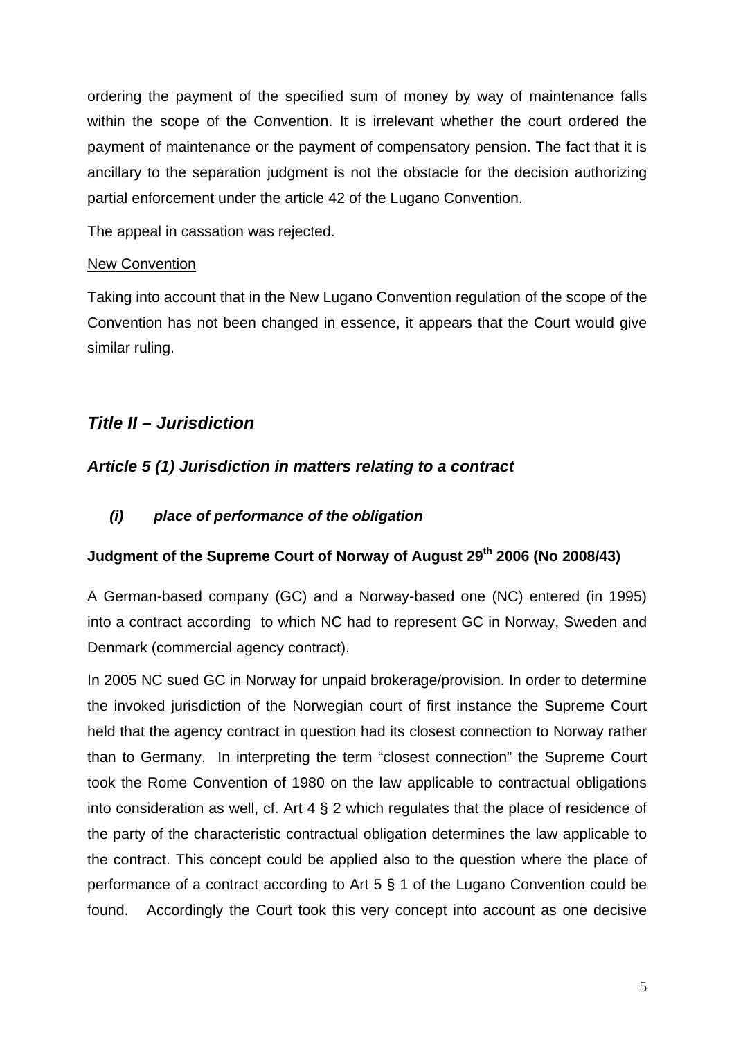ordering the payment of the specified sum of money by way of maintenance falls within the scope of the Convention. It is irrelevant whether the court ordered the payment of maintenance or the payment of compensatory pension. The fact that it is ancillary to the separation judgment is not the obstacle for the decision authorizing partial enforcement under the article 42 of the Lugano Convention.

The appeal in cassation was rejected.

<u>New Convention</u>

Taking into account that in the New Lugano Convention regulation of the scope of the Convention has not been changed in essence, it appears that the Court would give similar ruling.

## *Title II – Jurisdiction*

### *Article 5 (1) Jurisdiction in matters relating to a contract*

#### *(i) place of performance of the obligation*

**Judgment of the Supreme Court of Norway of August 29th 2006 (No 2008/43)**

A German-based company (GC) and a Norway-based one (NC) entered (in 1995) into a contract according to which NC had to represent GC in Norway, Sweden and Denmark (commercial agency contract).

In 2005 NC sued GC in Norway for unpaid brokerage/provision. In order to determine the invoked jurisdiction of the Norwegian court of first instance the Supreme Court held that the agency contract in question had its closest connection to Norway rather than to Germany. In interpreting the term "closest connection" the Supreme Court took the Rome Convention of 1980 on the law applicable to contractual obligations into consideration as well, cf. Art 4 § 2 which regulates that the place of residence of the party of the characteristic contractual obligation determines the law applicable to the contract. This concept could be applied also to the question where the place of performance of a contract according to Art 5 § 1 of the Lugano Convention could be found. Accordingly the Court took this very concept into account as one decisive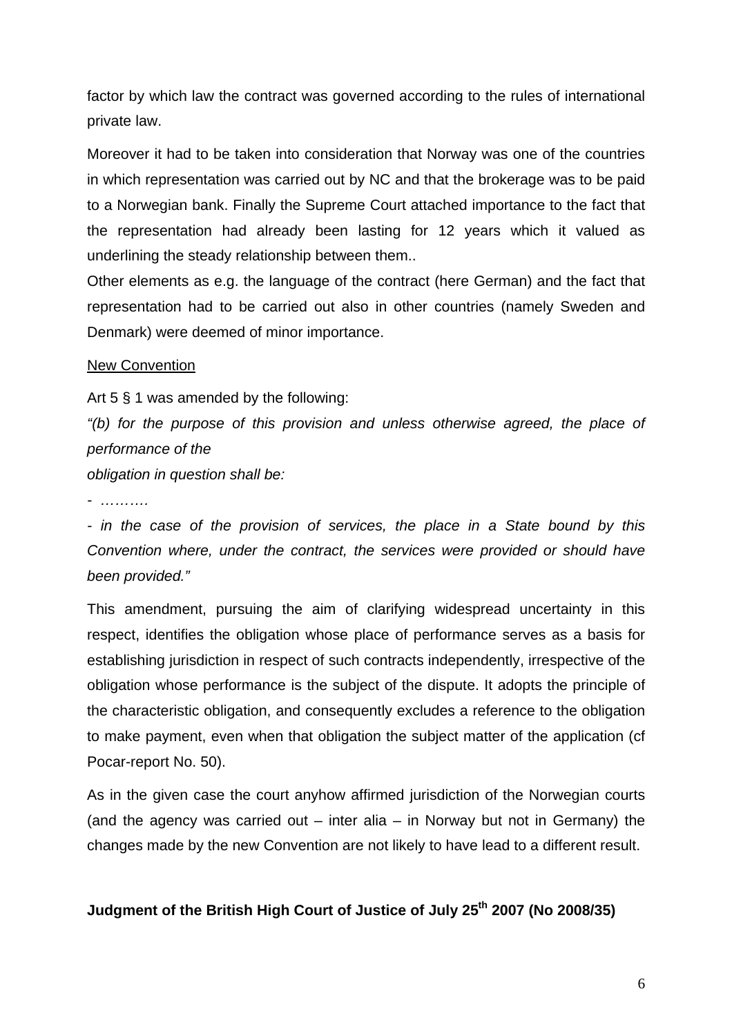factor by which law the contract was governed according to the rules of international private law.

Moreover it had to be taken into consideration that Norway was one of the countries in which representation was carried out by NC and that the brokerage was to be paid to a Norwegian bank. Finally the Supreme Court attached importance to the fact that the representation had already been lasting for 12 years which it valued as underlining the steady relationship between them..

Other elements as e.g. the language of the contract (here German) and the fact that representation had to be carried out also in other countries (namely Sweden and Denmark) were deemed of minor importance.

<u>New Convention</u>

Art 5 § 1 was amended by the following:

*"(b) for the purpose of this provision and unless otherwise agreed, the place of performance of the*

*obligation in question shall be:*

*- ……….*

*- in the case of the provision of services, the place in a State bound by this Convention where, under the contract, the services were provided or should have been provided."*

This amendment, pursuing the aim of clarifying widespread uncertainty in this respect, identifies the obligation whose place of performance serves as a basis for establishing jurisdiction in respect of such contracts independently, irrespective of the obligation whose performance is the subject of the dispute. It adopts the principle of the characteristic obligation, and consequently excludes a reference to the obligation to make payment, even when that obligation the subject matter of the application (cf Pocar-report No. 50).

As in the given case the court anyhow affirmed jurisdiction of the Norwegian courts (and the agency was carried out – inter alia – in Norway but not in Germany) the changes made by the new Convention are not likely to have lead to a different result.

**Judgment of the British High Court of Justice of July 25th 2007 (No 2008/35)**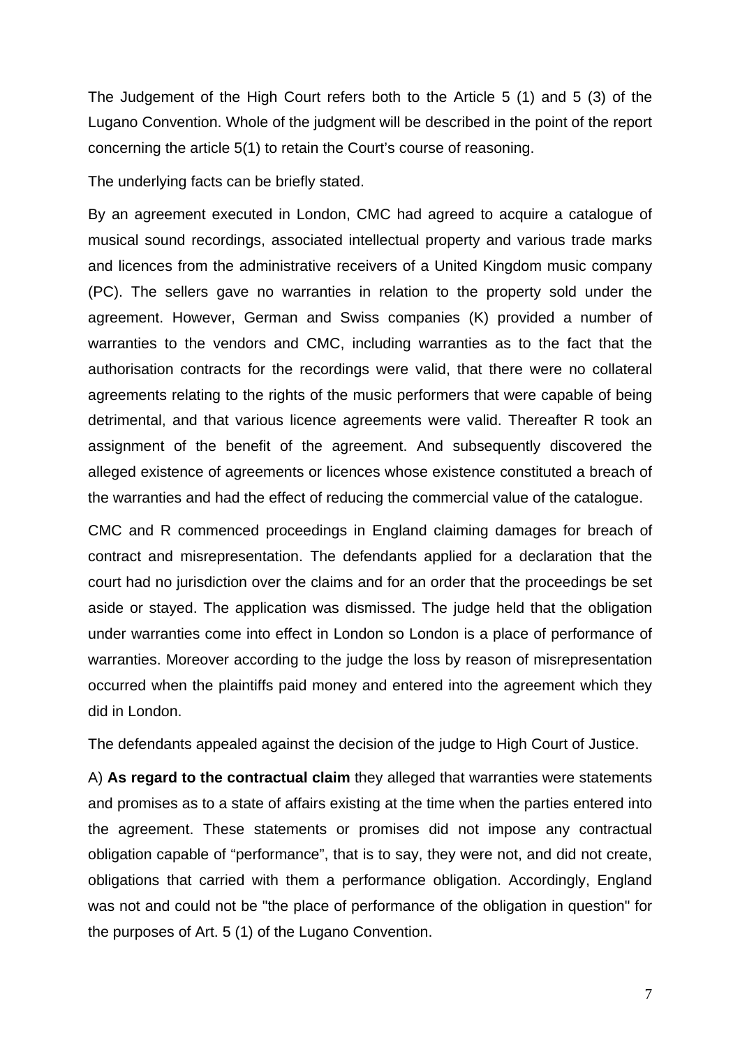The Judgement of the High Court refers both to the Article 5 (1) and 5 (3) of the Lugano Convention. Whole of the judgment will be described in the point of the report concerning the article 5(1) to retain the Court's course of reasoning.

The underlying facts can be briefly stated.

By an agreement executed in London, CMC had agreed to acquire a catalogue of musical sound recordings, associated intellectual property and various trade marks and licences from the administrative receivers of a United Kingdom music company (PC). The sellers gave no warranties in relation to the property sold under the agreement. However, German and Swiss companies (K) provided a number of warranties to the vendors and CMC, including warranties as to the fact that the authorisation contracts for the recordings were valid, that there were no collateral agreements relating to the rights of the music performers that were capable of being detrimental, and that various licence agreements were valid. Thereafter R took an assignment of the benefit of the agreement. And subsequently discovered the alleged existence of agreements or licences whose existence constituted a breach of the warranties and had the effect of reducing the commercial value of the catalogue.

CMC and R commenced proceedings in England claiming damages for breach of contract and misrepresentation. The defendants applied for a declaration that the court had no jurisdiction over the claims and for an order that the proceedings be set aside or stayed. The application was dismissed. The judge held that the obligation under warranties come into effect in London so London is a place of performance of warranties. Moreover according to the judge the loss by reason of misrepresentation occurred when the plaintiffs paid money and entered into the agreement which they did in London.

The defendants appealed against the decision of the judge to High Court of Justice.

A) **As regard to the contractual claim** they alleged that warranties were statements and promises as to a state of affairs existing at the time when the parties entered into the agreement. These statements or promises did not impose any contractual obligation capable of "performance", that is to say, they were not, and did not create, obligations that carried with them a performance obligation. Accordingly, England was not and could not be "the place of performance of the obligation in question" for the purposes of Art. 5 (1) of the Lugano Convention.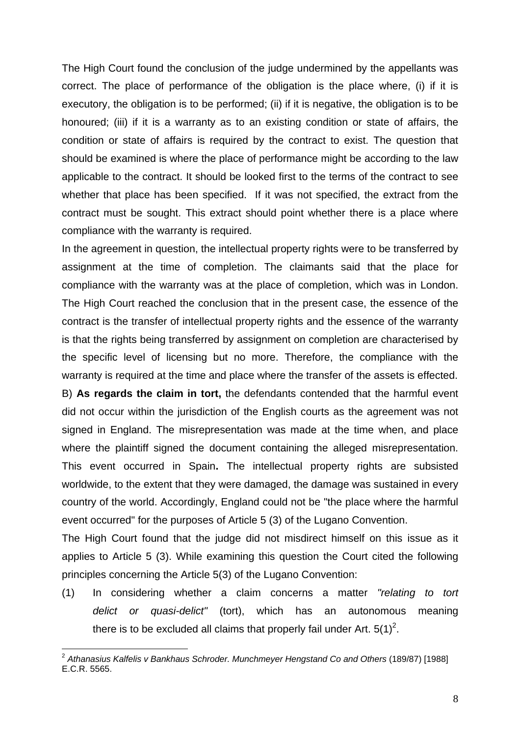The High Court found the conclusion of the judge undermined by the appellants was correct. The place of performance of the obligation is the place where, (i) if it is executory, the obligation is to be performed; (ii) if it is negative, the obligation is to be honoured; (iii) if it is a warranty as to an existing condition or state of affairs, the condition or state of affairs is required by the contract to exist. The question that should be examined is where the place of performance might be according to the law applicable to the contract. It should be looked first to the terms of the contract to see whether that place has been specified. If it was not specified, the extract from the contract must be sought. This extract should point whether there is a place where compliance with the warranty is required.

In the agreement in question, the intellectual property rights were to be transferred by assignment at the time of completion. The claimants said that the place for compliance with the warranty was at the place of completion, which was in London. The High Court reached the conclusion that in the present case, the essence of the contract is the transfer of intellectual property rights and the essence of the warranty is that the rights being transferred by assignment on completion are characterised by the specific level of licensing but no more. Therefore, the compliance with the warranty is required at the time and place where the transfer of the assets is effected.

B) **As regards the claim in tort,** the defendants contended that the harmful event did not occur within the jurisdiction of the English courts as the agreement was not signed in England. The misrepresentation was made at the time when, and place where the plaintiff signed the document containing the alleged misrepresentation. This event occurred in Spain**.** The intellectual property rights are subsisted worldwide, to the extent that they were damaged, the damage was sustained in every country of the world. Accordingly, England could not be "the place where the harmful event occurred" for the purposes of Article 5 (3) of the Lugano Convention.

The High Court found that the judge did not misdirect himself on this issue as it applies to Article 5 (3). While examining this question the Court cited the following principles concerning the Article 5(3) of the Lugano Convention:

(1) In considering whether a claim concerns a matter *"relating to tort delict or quasi-delict"* (tort), which has an autonomous meaning there is to be excluded all claims that properly fail under Art. 5(1)[2].

---

[2] *Athanasius Kalfelis v Bankhaus Schroder. Munchmeyer Hengstand Co and Others* (189/87) [1988] E.C.R. 5565.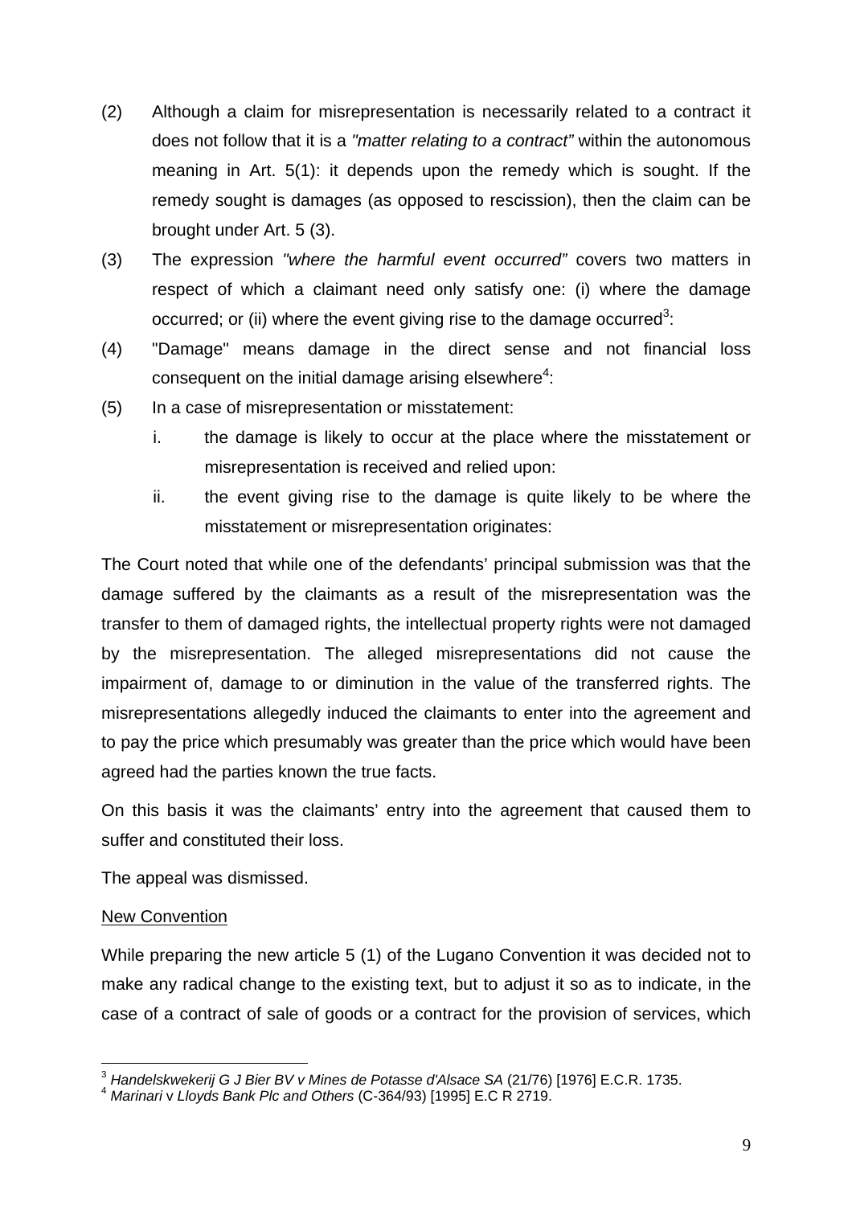(2) Although a claim for misrepresentation is necessarily related to a contract it does not follow that it is a *"matter relating to a contract"* within the autonomous meaning in Art. 5(1): it depends upon the remedy which is sought. If the remedy sought is damages (as opposed to rescission), then the claim can be brought under Art. 5 (3).

(3) The expression *"where the harmful event occurred"* covers two matters in respect of which a claimant need only satisfy one: (i) where the damage occurred; or (ii) where the event giving rise to the damage occurred[3]:

(4) "Damage" means damage in the direct sense and not financial loss consequent on the initial damage arising elsewhere[4]:

(5) In a case of misrepresentation or misstatement:

    i. the damage is likely to occur at the place where the misstatement or misrepresentation is received and relied upon:

    ii. the event giving rise to the damage is quite likely to be where the misstatement or misrepresentation originates:

The Court noted that while one of the defendants' principal submission was that the damage suffered by the claimants as a result of the misrepresentation was the transfer to them of damaged rights, the intellectual property rights were not damaged by the misrepresentation. The alleged misrepresentations did not cause the impairment of, damage to or diminution in the value of the transferred rights. The misrepresentations allegedly induced the claimants to enter into the agreement and to pay the price which presumably was greater than the price which would have been agreed had the parties known the true facts.

On this basis it was the claimants' entry into the agreement that caused them to suffer and constituted their loss.

The appeal was dismissed.

<u>New Convention</u>

While preparing the new article 5 (1) of the Lugano Convention it was decided not to make any radical change to the existing text, but to adjust it so as to indicate, in the case of a contract of sale of goods or a contract for the provision of services, which

---

[3] *Handelskwekerij G J Bier BV v Mines de Potasse d'Alsace SA* (21/76) [1976] E.C.R. 1735.

[4] *Marinari* v *Lloyds Bank Plc and Others* (C-364/93) [1995] E.C R 2719.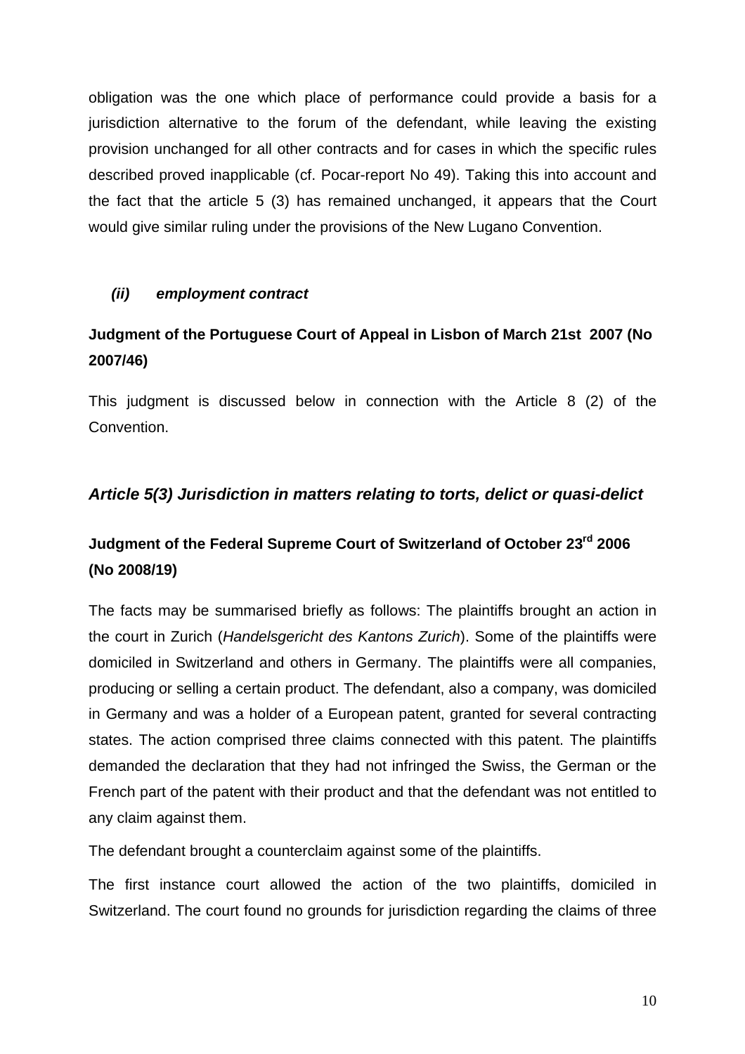obligation was the one which place of performance could provide a basis for a jurisdiction alternative to the forum of the defendant, while leaving the existing provision unchanged for all other contracts and for cases in which the specific rules described proved inapplicable (cf. Pocar-report No 49). Taking this into account and the fact that the article 5 (3) has remained unchanged, it appears that the Court would give similar ruling under the provisions of the New Lugano Convention.

#### *(ii) employment contract*

### Judgment of the Portuguese Court of Appeal in Lisbon of March 21st 2007 (No 2007/46)

This judgment is discussed below in connection with the Article 8 (2) of the Convention.

## *Article 5(3) Jurisdiction in matters relating to torts, delict or quasi-delict*

### Judgment of the Federal Supreme Court of Switzerland of October 23rd 2006 (No 2008/19)

The facts may be summarised briefly as follows: The plaintiffs brought an action in the court in Zurich (*Handelsgericht des Kantons Zurich*). Some of the plaintiffs were domiciled in Switzerland and others in Germany. The plaintiffs were all companies, producing or selling a certain product. The defendant, also a company, was domiciled in Germany and was a holder of a European patent, granted for several contracting states. The action comprised three claims connected with this patent. The plaintiffs demanded the declaration that they had not infringed the Swiss, the German or the French part of the patent with their product and that the defendant was not entitled to any claim against them.

The defendant brought a counterclaim against some of the plaintiffs.

The first instance court allowed the action of the two plaintiffs, domiciled in Switzerland. The court found no grounds for jurisdiction regarding the claims of three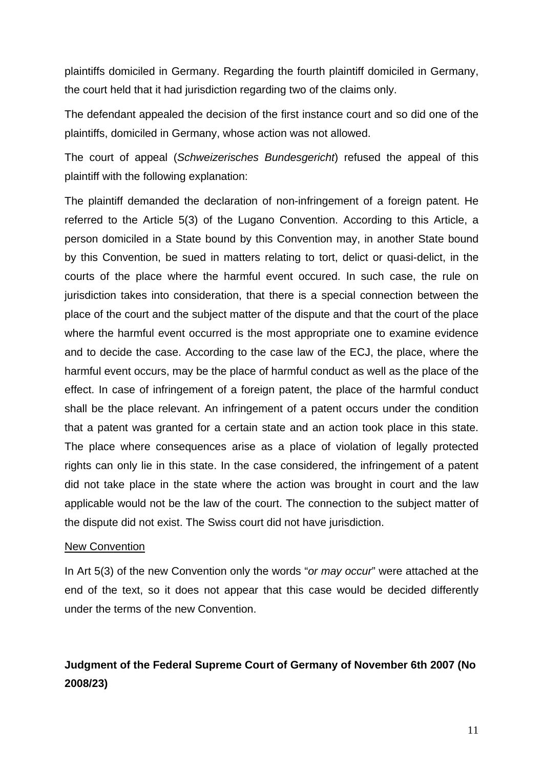plaintiffs domiciled in Germany. Regarding the fourth plaintiff domiciled in Germany, the court held that it had jurisdiction regarding two of the claims only.

The defendant appealed the decision of the first instance court and so did one of the plaintiffs, domiciled in Germany, whose action was not allowed.

The court of appeal (*Schweizerisches Bundesgericht*) refused the appeal of this plaintiff with the following explanation:

The plaintiff demanded the declaration of non-infringement of a foreign patent. He referred to the Article 5(3) of the Lugano Convention. According to this Article, a person domiciled in a State bound by this Convention may, in another State bound by this Convention, be sued in matters relating to tort, delict or quasi-delict, in the courts of the place where the harmful event occured. In such case, the rule on jurisdiction takes into consideration, that there is a special connection between the place of the court and the subject matter of the dispute and that the court of the place where the harmful event occurred is the most appropriate one to examine evidence and to decide the case. According to the case law of the ECJ, the place, where the harmful event occurs, may be the place of harmful conduct as well as the place of the effect. In case of infringement of a foreign patent, the place of the harmful conduct shall be the place relevant. An infringement of a patent occurs under the condition that a patent was granted for a certain state and an action took place in this state. The place where consequences arise as a place of violation of legally protected rights can only lie in this state. In the case considered, the infringement of a patent did not take place in the state where the action was brought in court and the law applicable would not be the law of the court. The connection to the subject matter of the dispute did not exist. The Swiss court did not have jurisdiction.

<u>New Convention</u>

In Art 5(3) of the new Convention only the words "*or may occur*" were attached at the end of the text, so it does not appear that this case would be decided differently under the terms of the new Convention.

**Judgment of the Federal Supreme Court of Germany of November 6th 2007 (No 2008/23)**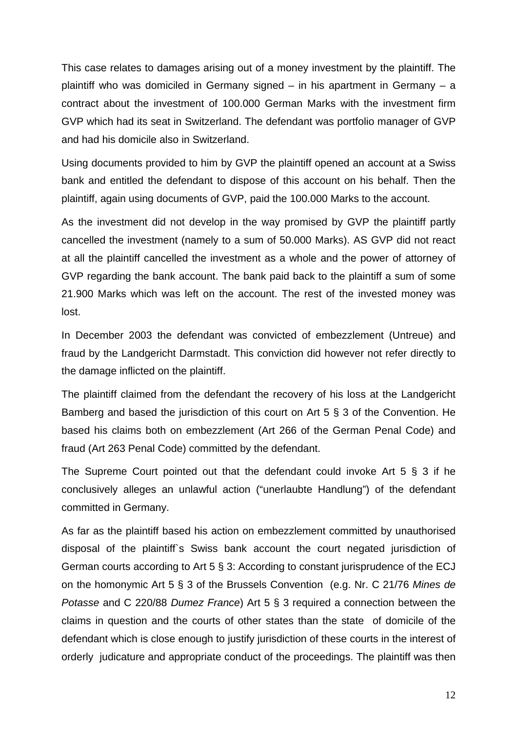This case relates to damages arising out of a money investment by the plaintiff. The plaintiff who was domiciled in Germany signed – in his apartment in Germany – a contract about the investment of 100.000 German Marks with the investment firm GVP which had its seat in Switzerland. The defendant was portfolio manager of GVP and had his domicile also in Switzerland.

Using documents provided to him by GVP the plaintiff opened an account at a Swiss bank and entitled the defendant to dispose of this account on his behalf. Then the plaintiff, again using documents of GVP, paid the 100.000 Marks to the account.

As the investment did not develop in the way promised by GVP the plaintiff partly cancelled the investment (namely to a sum of 50.000 Marks). AS GVP did not react at all the plaintiff cancelled the investment as a whole and the power of attorney of GVP regarding the bank account. The bank paid back to the plaintiff a sum of some 21.900 Marks which was left on the account. The rest of the invested money was lost.

In December 2003 the defendant was convicted of embezzlement (Untreue) and fraud by the Landgericht Darmstadt. This conviction did however not refer directly to the damage inflicted on the plaintiff.

The plaintiff claimed from the defendant the recovery of his loss at the Landgericht Bamberg and based the jurisdiction of this court on Art 5 § 3 of the Convention. He based his claims both on embezzlement (Art 266 of the German Penal Code) and fraud (Art 263 Penal Code) committed by the defendant.

The Supreme Court pointed out that the defendant could invoke Art 5 § 3 if he conclusively alleges an unlawful action ("unerlaubte Handlung") of the defendant committed in Germany.

As far as the plaintiff based his action on embezzlement committed by unauthorised disposal of the plaintiff`s Swiss bank account the court negated jurisdiction of German courts according to Art 5 § 3: According to constant jurisprudence of the ECJ on the homonymic Art 5 § 3 of the Brussels Convention (e.g. Nr. C 21/76 *Mines de Potasse* and C 220/88 *Dumez France*) Art 5 § 3 required a connection between the claims in question and the courts of other states than the state of domicile of the defendant which is close enough to justify jurisdiction of these courts in the interest of orderly judicature and appropriate conduct of the proceedings. The plaintiff was then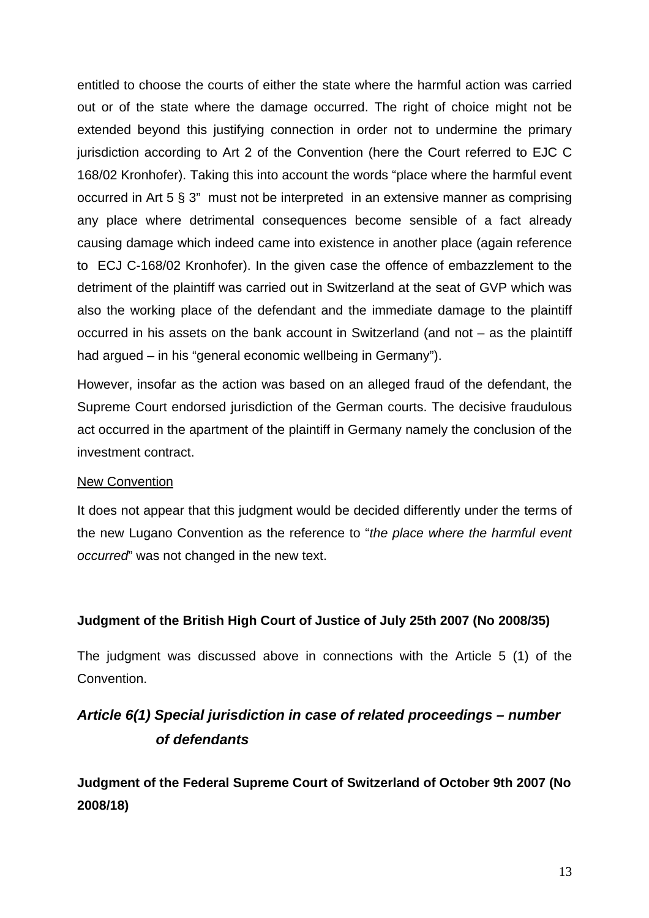entitled to choose the courts of either the state where the harmful action was carried out or of the state where the damage occurred. The right of choice might not be extended beyond this justifying connection in order not to undermine the primary jurisdiction according to Art 2 of the Convention (here the Court referred to EJC C 168/02 Kronhofer). Taking this into account the words "place where the harmful event occurred in Art 5 § 3" must not be interpreted in an extensive manner as comprising any place where detrimental consequences become sensible of a fact already causing damage which indeed came into existence in another place (again reference to ECJ C-168/02 Kronhofer). In the given case the offence of embazzlement to the detriment of the plaintiff was carried out in Switzerland at the seat of GVP which was also the working place of the defendant and the immediate damage to the plaintiff occurred in his assets on the bank account in Switzerland (and not – as the plaintiff had argued – in his "general economic wellbeing in Germany").

However, insofar as the action was based on an alleged fraud of the defendant, the Supreme Court endorsed jurisdiction of the German courts. The decisive fraudulous act occurred in the apartment of the plaintiff in Germany namely the conclusion of the investment contract.

New Convention

It does not appear that this judgment would be decided differently under the terms of the new Lugano Convention as the reference to "*the place where the harmful event occurred*" was not changed in the new text.

**Judgment of the British High Court of Justice of July 25th 2007 (No 2008/35)**

The judgment was discussed above in connections with the Article 5 (1) of the Convention.

## *Article 6(1) Special jurisdiction in case of related proceedings – number of defendants*

**Judgment of the Federal Supreme Court of Switzerland of October 9th 2007 (No 2008/18)**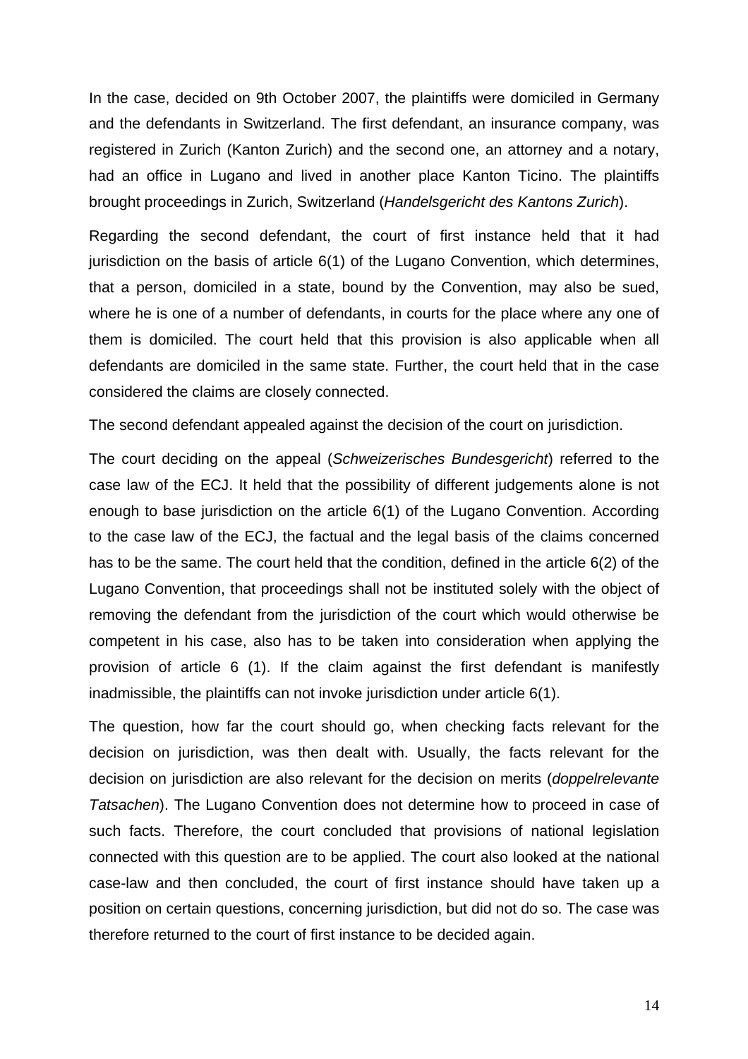In the case, decided on 9th October 2007, the plaintiffs were domiciled in Germany and the defendants in Switzerland. The first defendant, an insurance company, was registered in Zurich (Kanton Zurich) and the second one, an attorney and a notary, had an office in Lugano and lived in another place Kanton Ticino. The plaintiffs brought proceedings in Zurich, Switzerland (*Handelsgericht des Kantons Zurich*).

Regarding the second defendant, the court of first instance held that it had jurisdiction on the basis of article 6(1) of the Lugano Convention, which determines, that a person, domiciled in a state, bound by the Convention, may also be sued, where he is one of a number of defendants, in courts for the place where any one of them is domiciled. The court held that this provision is also applicable when all defendants are domiciled in the same state. Further, the court held that in the case considered the claims are closely connected.

The second defendant appealed against the decision of the court on jurisdiction.

The court deciding on the appeal (*Schweizerisches Bundesgericht*) referred to the case law of the ECJ. It held that the possibility of different judgements alone is not enough to base jurisdiction on the article 6(1) of the Lugano Convention. According to the case law of the ECJ, the factual and the legal basis of the claims concerned has to be the same. The court held that the condition, defined in the article 6(2) of the Lugano Convention, that proceedings shall not be instituted solely with the object of removing the defendant from the jurisdiction of the court which would otherwise be competent in his case, also has to be taken into consideration when applying the provision of article 6 (1). If the claim against the first defendant is manifestly inadmissible, the plaintiffs can not invoke jurisdiction under article 6(1).

The question, how far the court should go, when checking facts relevant for the decision on jurisdiction, was then dealt with. Usually, the facts relevant for the decision on jurisdiction are also relevant for the decision on merits (*doppelrelevante Tatsachen*). The Lugano Convention does not determine how to proceed in case of such facts. Therefore, the court concluded that provisions of national legislation connected with this question are to be applied. The court also looked at the national case-law and then concluded, the court of first instance should have taken up a position on certain questions, concerning jurisdiction, but did not do so. The case was therefore returned to the court of first instance to be decided again.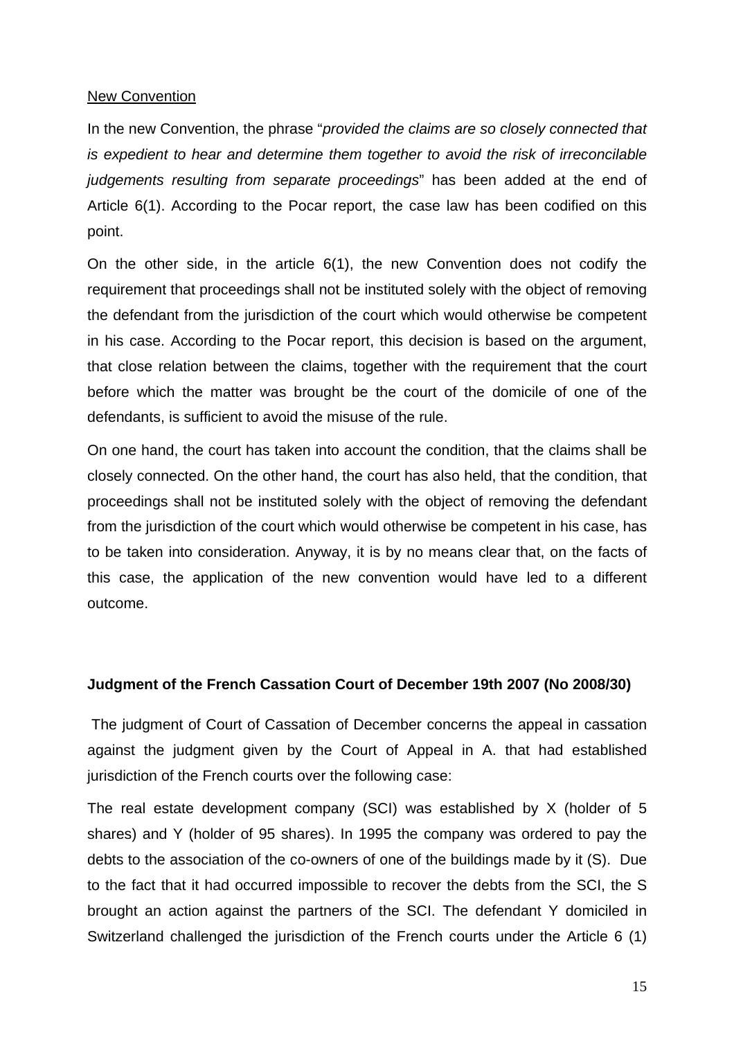New Convention

In the new Convention, the phrase "*provided the claims are so closely connected that is expedient to hear and determine them together to avoid the risk of irreconcilable judgements resulting from separate proceedings*" has been added at the end of Article 6(1). According to the Pocar report, the case law has been codified on this point.

On the other side, in the article 6(1), the new Convention does not codify the requirement that proceedings shall not be instituted solely with the object of removing the defendant from the jurisdiction of the court which would otherwise be competent in his case. According to the Pocar report, this decision is based on the argument, that close relation between the claims, together with the requirement that the court before which the matter was brought be the court of the domicile of one of the defendants, is sufficient to avoid the misuse of the rule.

On one hand, the court has taken into account the condition, that the claims shall be closely connected. On the other hand, the court has also held, that the condition, that proceedings shall not be instituted solely with the object of removing the defendant from the jurisdiction of the court which would otherwise be competent in his case, has to be taken into consideration. Anyway, it is by no means clear that, on the facts of this case, the application of the new convention would have led to a different outcome.

**Judgment of the French Cassation Court of December 19th 2007 (No 2008/30)**

The judgment of Court of Cassation of December concerns the appeal in cassation against the judgment given by the Court of Appeal in A. that had established jurisdiction of the French courts over the following case:

The real estate development company (SCI) was established by X (holder of 5 shares) and Y (holder of 95 shares). In 1995 the company was ordered to pay the debts to the association of the co-owners of one of the buildings made by it (S). Due to the fact that it had occurred impossible to recover the debts from the SCI, the S brought an action against the partners of the SCI. The defendant Y domiciled in Switzerland challenged the jurisdiction of the French courts under the Article 6 (1)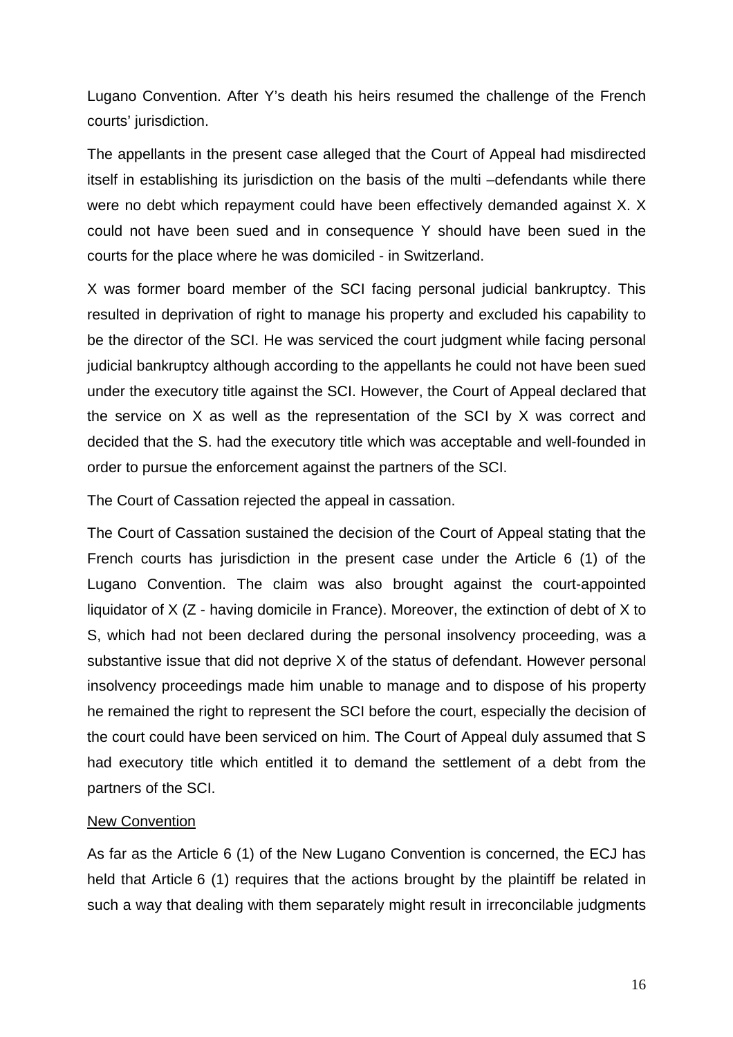Lugano Convention. After Y's death his heirs resumed the challenge of the French courts' jurisdiction.

The appellants in the present case alleged that the Court of Appeal had misdirected itself in establishing its jurisdiction on the basis of the multi –defendants while there were no debt which repayment could have been effectively demanded against X. X could not have been sued and in consequence Y should have been sued in the courts for the place where he was domiciled - in Switzerland.

X was former board member of the SCI facing personal judicial bankruptcy. This resulted in deprivation of right to manage his property and excluded his capability to be the director of the SCI. He was serviced the court judgment while facing personal judicial bankruptcy although according to the appellants he could not have been sued under the executory title against the SCI. However, the Court of Appeal declared that the service on X as well as the representation of the SCI by X was correct and decided that the S. had the executory title which was acceptable and well-founded in order to pursue the enforcement against the partners of the SCI.

The Court of Cassation rejected the appeal in cassation.

The Court of Cassation sustained the decision of the Court of Appeal stating that the French courts has jurisdiction in the present case under the Article 6 (1) of the Lugano Convention. The claim was also brought against the court-appointed liquidator of X (Z - having domicile in France). Moreover, the extinction of debt of X to S, which had not been declared during the personal insolvency proceeding, was a substantive issue that did not deprive X of the status of defendant. However personal insolvency proceedings made him unable to manage and to dispose of his property he remained the right to represent the SCI before the court, especially the decision of the court could have been serviced on him. The Court of Appeal duly assumed that S had executory title which entitled it to demand the settlement of a debt from the partners of the SCI.

<u>New Convention</u>

As far as the Article 6 (1) of the New Lugano Convention is concerned, the ECJ has held that Article 6 (1) requires that the actions brought by the plaintiff be related in such a way that dealing with them separately might result in irreconcilable judgments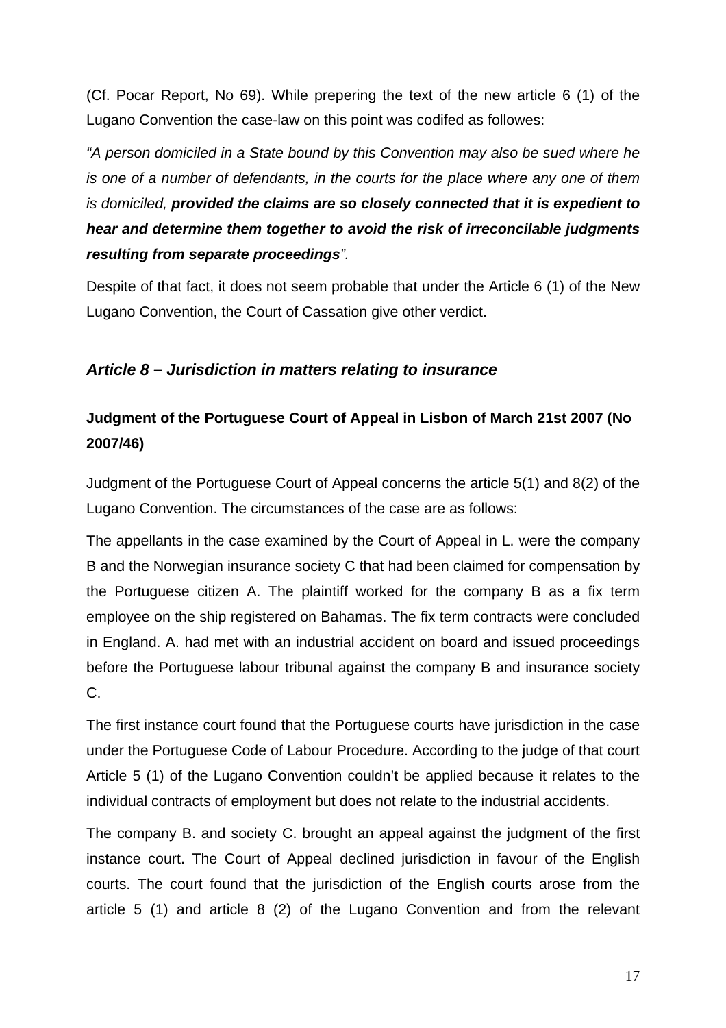(Cf. Pocar Report, No 69). While prepering the text of the new article 6 (1) of the Lugano Convention the case-law on this point was codifed as followes:

*"A person domiciled in a State bound by this Convention may also be sued where he is one of a number of defendants, in the courts for the place where any one of them is domiciled,* ***provided the claims are so closely connected that it is expedient to hear and determine them together to avoid the risk of irreconcilable judgments resulting from separate proceedings****".*

Despite of that fact, it does not seem probable that under the Article 6 (1) of the New Lugano Convention, the Court of Cassation give other verdict.

### *Article 8 – Jurisdiction in matters relating to insurance*

#### Judgment of the Portuguese Court of Appeal in Lisbon of March 21st 2007 (No 2007/46)

Judgment of the Portuguese Court of Appeal concerns the article 5(1) and 8(2) of the Lugano Convention. The circumstances of the case are as follows:

The appellants in the case examined by the Court of Appeal in L. were the company B and the Norwegian insurance society C that had been claimed for compensation by the Portuguese citizen A. The plaintiff worked for the company B as a fix term employee on the ship registered on Bahamas. The fix term contracts were concluded in England. A. had met with an industrial accident on board and issued proceedings before the Portuguese labour tribunal against the company B and insurance society C.

The first instance court found that the Portuguese courts have jurisdiction in the case under the Portuguese Code of Labour Procedure. According to the judge of that court Article 5 (1) of the Lugano Convention couldn't be applied because it relates to the individual contracts of employment but does not relate to the industrial accidents.

The company B. and society C. brought an appeal against the judgment of the first instance court. The Court of Appeal declined jurisdiction in favour of the English courts. The court found that the jurisdiction of the English courts arose from the article 5 (1) and article 8 (2) of the Lugano Convention and from the relevant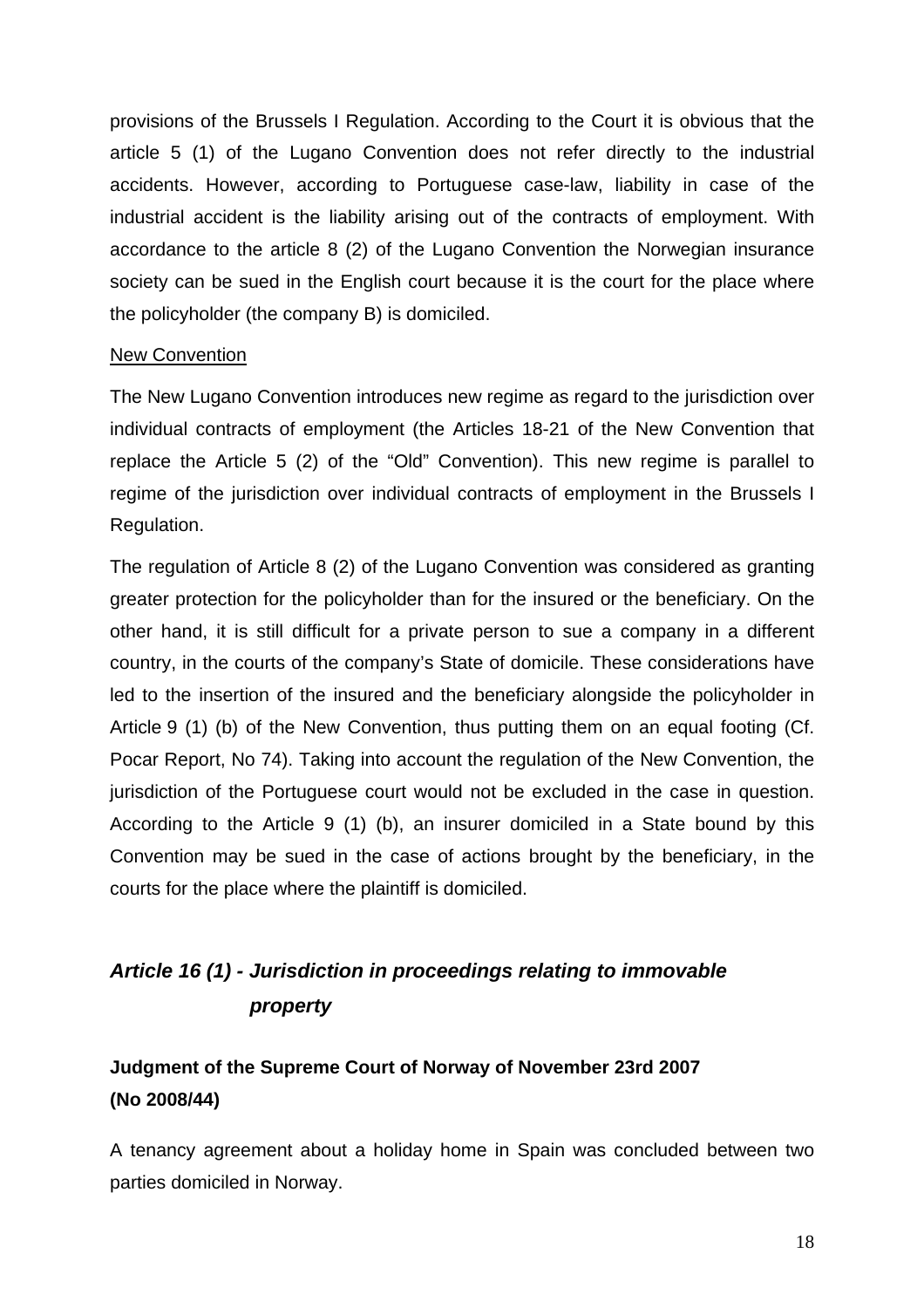provisions of the Brussels I Regulation. According to the Court it is obvious that the article 5 (1) of the Lugano Convention does not refer directly to the industrial accidents. However, according to Portuguese case-law, liability in case of the industrial accident is the liability arising out of the contracts of employment. With accordance to the article 8 (2) of the Lugano Convention the Norwegian insurance society can be sued in the English court because it is the court for the place where the policyholder (the company B) is domiciled.

<u>New Convention</u>

The New Lugano Convention introduces new regime as regard to the jurisdiction over individual contracts of employment (the Articles 18-21 of the New Convention that replace the Article 5 (2) of the "Old" Convention). This new regime is parallel to regime of the jurisdiction over individual contracts of employment in the Brussels I Regulation.

The regulation of Article 8 (2) of the Lugano Convention was considered as granting greater protection for the policyholder than for the insured or the beneficiary. On the other hand, it is still difficult for a private person to sue a company in a different country, in the courts of the company's State of domicile. These considerations have led to the insertion of the insured and the beneficiary alongside the policyholder in Article 9 (1) (b) of the New Convention, thus putting them on an equal footing (Cf. Pocar Report, No 74). Taking into account the regulation of the New Convention, the jurisdiction of the Portuguese court would not be excluded in the case in question. According to the Article 9 (1) (b), an insurer domiciled in a State bound by this Convention may be sued in the case of actions brought by the beneficiary, in the courts for the place where the plaintiff is domiciled.

## *Article 16 (1) - Jurisdiction in proceedings relating to immovable property*

### Judgment of the Supreme Court of Norway of November 23rd 2007 (No 2008/44)

A tenancy agreement about a holiday home in Spain was concluded between two parties domiciled in Norway.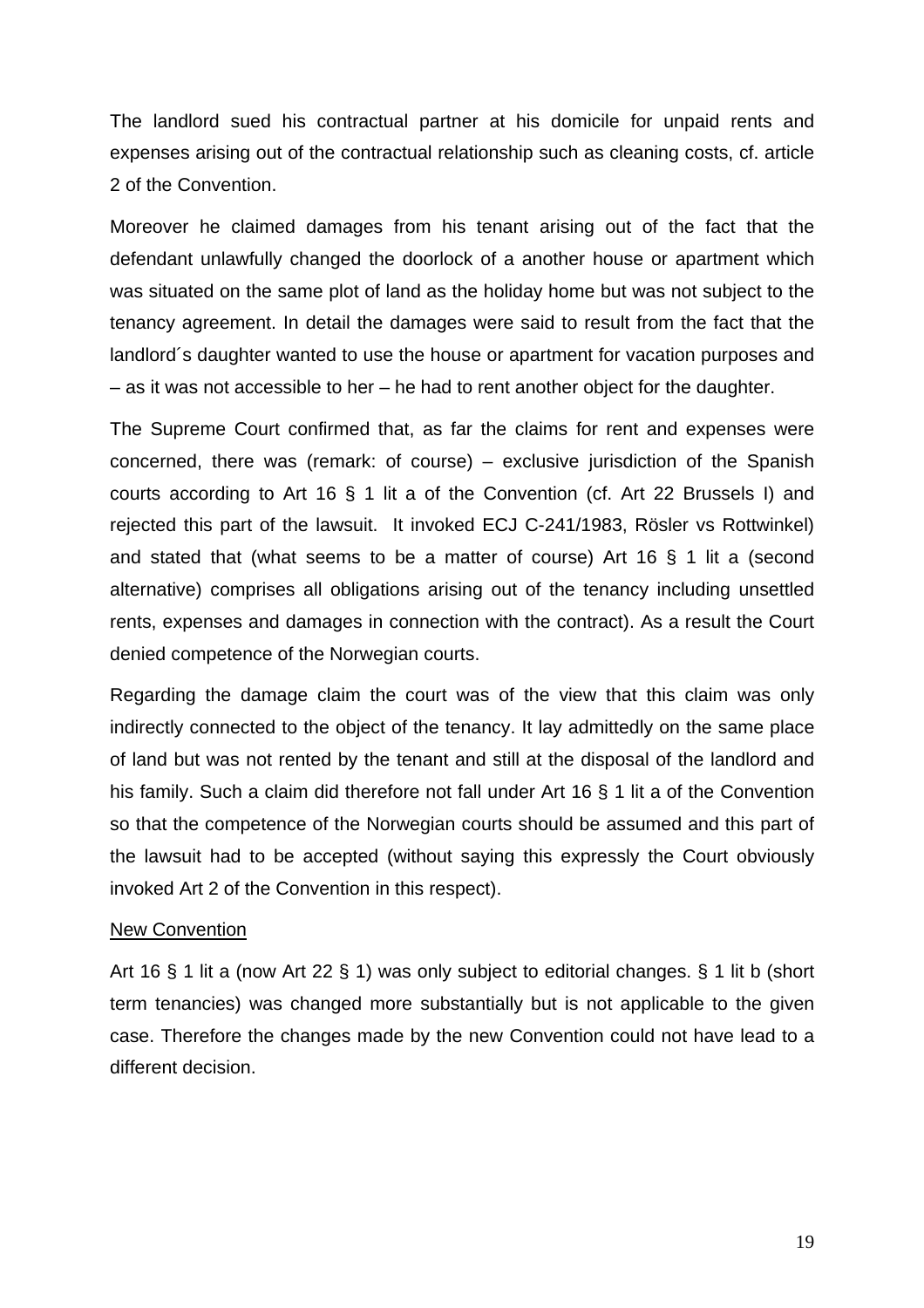The landlord sued his contractual partner at his domicile for unpaid rents and expenses arising out of the contractual relationship such as cleaning costs, cf. article 2 of the Convention.

Moreover he claimed damages from his tenant arising out of the fact that the defendant unlawfully changed the doorlock of a another house or apartment which was situated on the same plot of land as the holiday home but was not subject to the tenancy agreement. In detail the damages were said to result from the fact that the landlord´s daughter wanted to use the house or apartment for vacation purposes and – as it was not accessible to her – he had to rent another object for the daughter.

The Supreme Court confirmed that, as far the claims for rent and expenses were concerned, there was (remark: of course) – exclusive jurisdiction of the Spanish courts according to Art 16 § 1 lit a of the Convention (cf. Art 22 Brussels I) and rejected this part of the lawsuit. It invoked ECJ C-241/1983, Rösler vs Rottwinkel) and stated that (what seems to be a matter of course) Art 16 § 1 lit a (second alternative) comprises all obligations arising out of the tenancy including unsettled rents, expenses and damages in connection with the contract). As a result the Court denied competence of the Norwegian courts.

Regarding the damage claim the court was of the view that this claim was only indirectly connected to the object of the tenancy. It lay admittedly on the same place of land but was not rented by the tenant and still at the disposal of the landlord and his family. Such a claim did therefore not fall under Art 16 § 1 lit a of the Convention so that the competence of the Norwegian courts should be assumed and this part of the lawsuit had to be accepted (without saying this expressly the Court obviously invoked Art 2 of the Convention in this respect).

New Convention

Art 16 § 1 lit a (now Art 22 § 1) was only subject to editorial changes. § 1 lit b (short term tenancies) was changed more substantially but is not applicable to the given case. Therefore the changes made by the new Convention could not have lead to a different decision.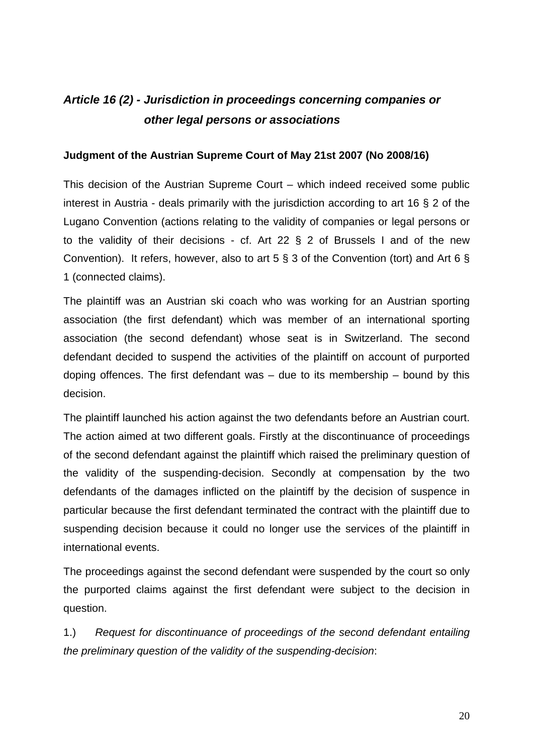## *Article 16 (2) - Jurisdiction in proceedings concerning companies or other legal persons or associations*

**Judgment of the Austrian Supreme Court of May 21st 2007 (No 2008/16)**

This decision of the Austrian Supreme Court – which indeed received some public interest in Austria - deals primarily with the jurisdiction according to art 16 § 2 of the Lugano Convention (actions relating to the validity of companies or legal persons or to the validity of their decisions - cf. Art 22 § 2 of Brussels I and of the new Convention). It refers, however, also to art 5 § 3 of the Convention (tort) and Art 6 § 1 (connected claims).

The plaintiff was an Austrian ski coach who was working for an Austrian sporting association (the first defendant) which was member of an international sporting association (the second defendant) whose seat is in Switzerland. The second defendant decided to suspend the activities of the plaintiff on account of purported doping offences. The first defendant was – due to its membership – bound by this decision.

The plaintiff launched his action against the two defendants before an Austrian court. The action aimed at two different goals. Firstly at the discontinuance of proceedings of the second defendant against the plaintiff which raised the preliminary question of the validity of the suspending-decision. Secondly at compensation by the two defendants of the damages inflicted on the plaintiff by the decision of suspence in particular because the first defendant terminated the contract with the plaintiff due to suspending decision because it could no longer use the services of the plaintiff in international events.

The proceedings against the second defendant were suspended by the court so only the purported claims against the first defendant were subject to the decision in question.

1.) *Request for discontinuance of proceedings of the second defendant entailing the preliminary question of the validity of the suspending-decision*: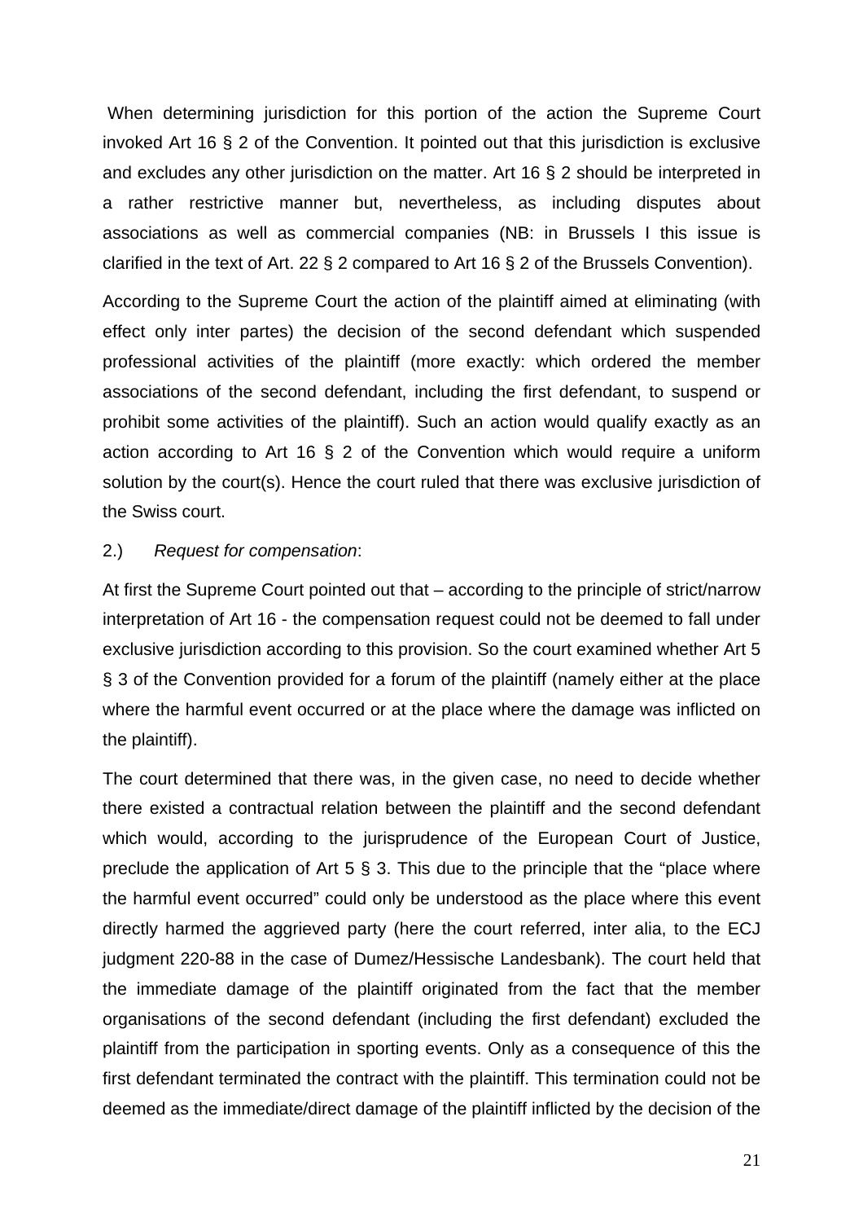When determining jurisdiction for this portion of the action the Supreme Court invoked Art 16 § 2 of the Convention. It pointed out that this jurisdiction is exclusive and excludes any other jurisdiction on the matter. Art 16 § 2 should be interpreted in a rather restrictive manner but, nevertheless, as including disputes about associations as well as commercial companies (NB: in Brussels I this issue is clarified in the text of Art. 22 § 2 compared to Art 16 § 2 of the Brussels Convention).

According to the Supreme Court the action of the plaintiff aimed at eliminating (with effect only inter partes) the decision of the second defendant which suspended professional activities of the plaintiff (more exactly: which ordered the member associations of the second defendant, including the first defendant, to suspend or prohibit some activities of the plaintiff). Such an action would qualify exactly as an action according to Art 16 § 2 of the Convention which would require a uniform solution by the court(s). Hence the court ruled that there was exclusive jurisdiction of the Swiss court.

2.) *Request for compensation*:

At first the Supreme Court pointed out that – according to the principle of strict/narrow interpretation of Art 16 - the compensation request could not be deemed to fall under exclusive jurisdiction according to this provision. So the court examined whether Art 5 § 3 of the Convention provided for a forum of the plaintiff (namely either at the place where the harmful event occurred or at the place where the damage was inflicted on the plaintiff).

The court determined that there was, in the given case, no need to decide whether there existed a contractual relation between the plaintiff and the second defendant which would, according to the jurisprudence of the European Court of Justice, preclude the application of Art 5 § 3. This due to the principle that the "place where the harmful event occurred" could only be understood as the place where this event directly harmed the aggrieved party (here the court referred, inter alia, to the ECJ judgment 220-88 in the case of Dumez/Hessische Landesbank). The court held that the immediate damage of the plaintiff originated from the fact that the member organisations of the second defendant (including the first defendant) excluded the plaintiff from the participation in sporting events. Only as a consequence of this the first defendant terminated the contract with the plaintiff. This termination could not be deemed as the immediate/direct damage of the plaintiff inflicted by the decision of the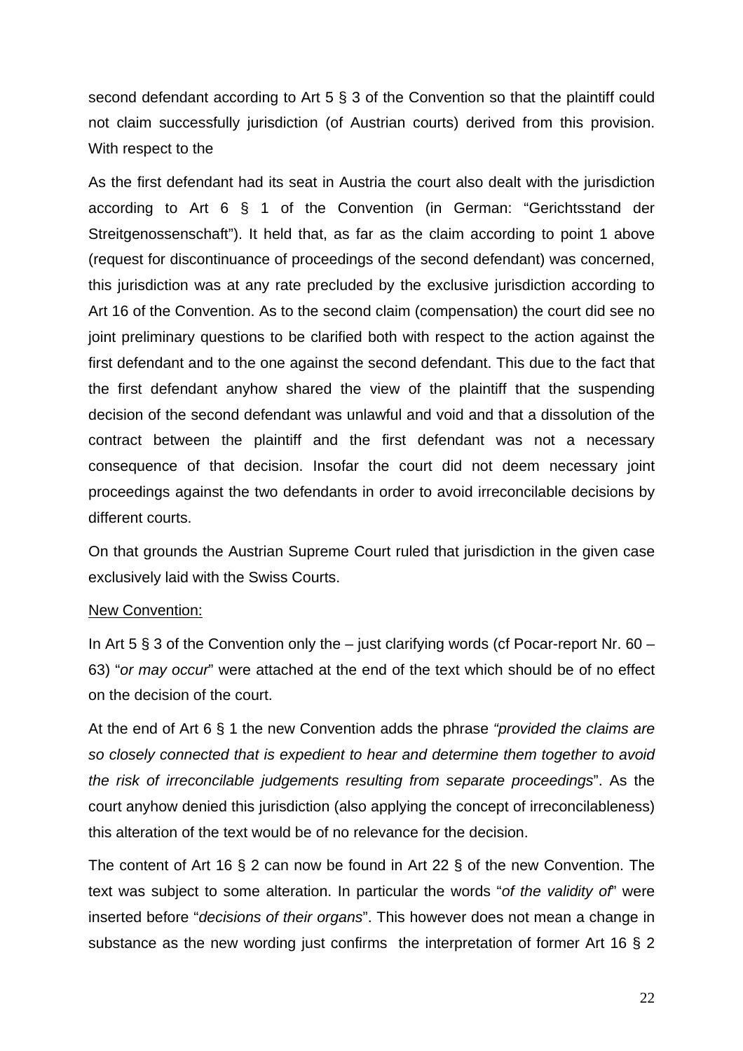second defendant according to Art 5 § 3 of the Convention so that the plaintiff could not claim successfully jurisdiction (of Austrian courts) derived from this provision. With respect to the

As the first defendant had its seat in Austria the court also dealt with the jurisdiction according to Art 6 § 1 of the Convention (in German: "Gerichtsstand der Streitgenossenschaft"). It held that, as far as the claim according to point 1 above (request for discontinuance of proceedings of the second defendant) was concerned, this jurisdiction was at any rate precluded by the exclusive jurisdiction according to Art 16 of the Convention. As to the second claim (compensation) the court did see no joint preliminary questions to be clarified both with respect to the action against the first defendant and to the one against the second defendant. This due to the fact that the first defendant anyhow shared the view of the plaintiff that the suspending decision of the second defendant was unlawful and void and that a dissolution of the contract between the plaintiff and the first defendant was not a necessary consequence of that decision. Insofar the court did not deem necessary joint proceedings against the two defendants in order to avoid irreconcilable decisions by different courts.

On that grounds the Austrian Supreme Court ruled that jurisdiction in the given case exclusively laid with the Swiss Courts.

<u>New Convention:</u>

In Art 5 § 3 of the Convention only the – just clarifying words (cf Pocar-report Nr. 60 – 63) "*or may occur*" were attached at the end of the text which should be of no effect on the decision of the court.

At the end of Art 6 § 1 the new Convention adds the phrase *"provided the claims are so closely connected that is expedient to hear and determine them together to avoid the risk of irreconcilable judgements resulting from separate proceedings*". As the court anyhow denied this jurisdiction (also applying the concept of irreconcilableness) this alteration of the text would be of no relevance for the decision.

The content of Art 16 § 2 can now be found in Art 22 § of the new Convention. The text was subject to some alteration. In particular the words "*of the validity of*" were inserted before "*decisions of their organs*". This however does not mean a change in substance as the new wording just confirms the interpretation of former Art 16 § 2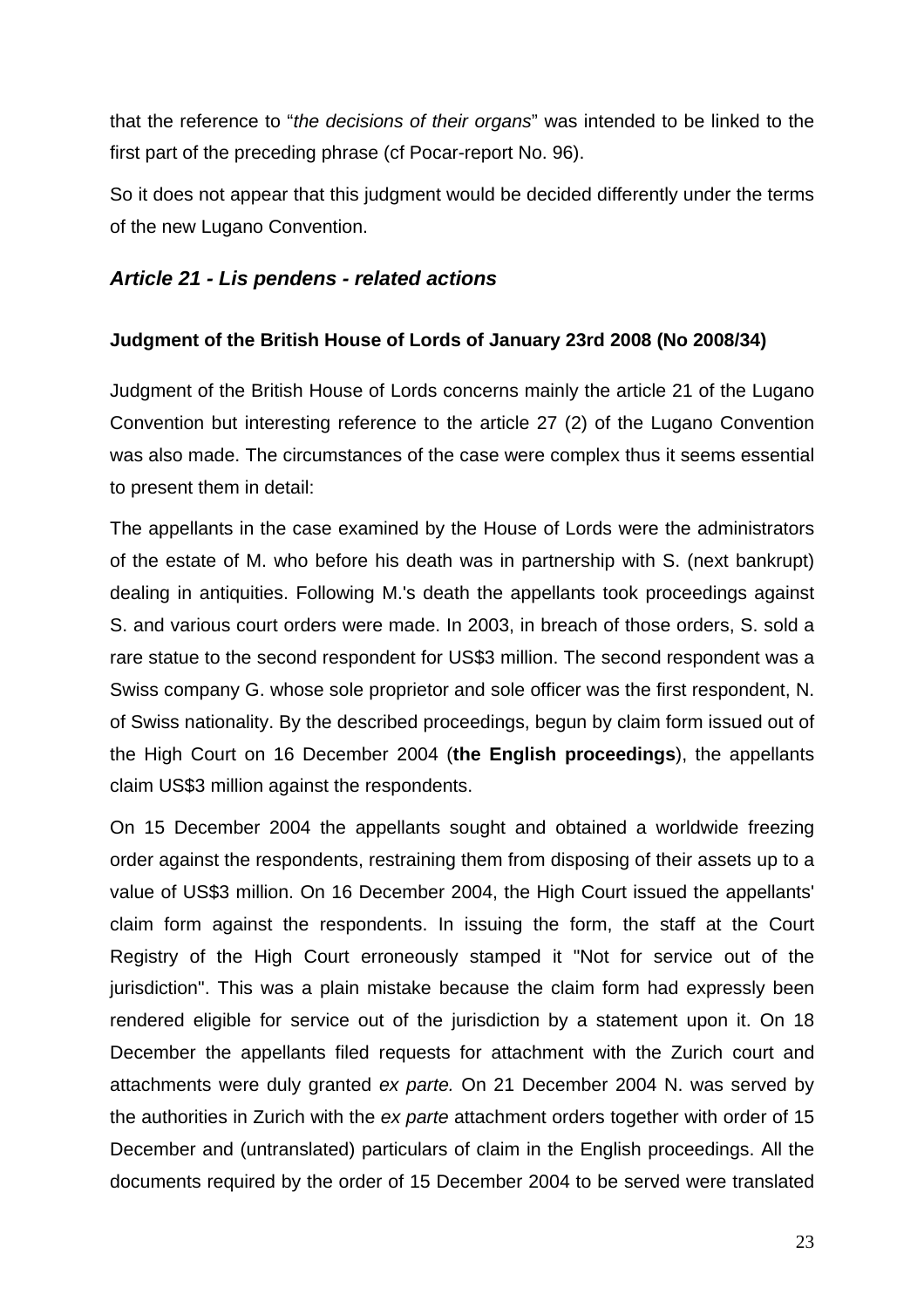that the reference to "*the decisions of their organs*" was intended to be linked to the first part of the preceding phrase (cf Pocar-report No. 96).

So it does not appear that this judgment would be decided differently under the terms of the new Lugano Convention.

### *Article 21 - Lis pendens - related actions*

**Judgment of the British House of Lords of January 23rd 2008 (No 2008/34)**

Judgment of the British House of Lords concerns mainly the article 21 of the Lugano Convention but interesting reference to the article 27 (2) of the Lugano Convention was also made. The circumstances of the case were complex thus it seems essential to present them in detail:

The appellants in the case examined by the House of Lords were the administrators of the estate of M. who before his death was in partnership with S. (next bankrupt) dealing in antiquities. Following M.'s death the appellants took proceedings against S. and various court orders were made. In 2003, in breach of those orders, S. sold a rare statue to the second respondent for US$3 million. The second respondent was a Swiss company G. whose sole proprietor and sole officer was the first respondent, N. of Swiss nationality. By the described proceedings, begun by claim form issued out of the High Court on 16 December 2004 (**the English proceedings**), the appellants claim US$3 million against the respondents.

On 15 December 2004 the appellants sought and obtained a worldwide freezing order against the respondents, restraining them from disposing of their assets up to a value of US$3 million. On 16 December 2004, the High Court issued the appellants' claim form against the respondents. In issuing the form, the staff at the Court Registry of the High Court erroneously stamped it "Not for service out of the jurisdiction". This was a plain mistake because the claim form had expressly been rendered eligible for service out of the jurisdiction by a statement upon it. On 18 December the appellants filed requests for attachment with the Zurich court and attachments were duly granted *ex parte.* On 21 December 2004 N. was served by the authorities in Zurich with the *ex parte* attachment orders together with order of 15 December and (untranslated) particulars of claim in the English proceedings. All the documents required by the order of 15 December 2004 to be served were translated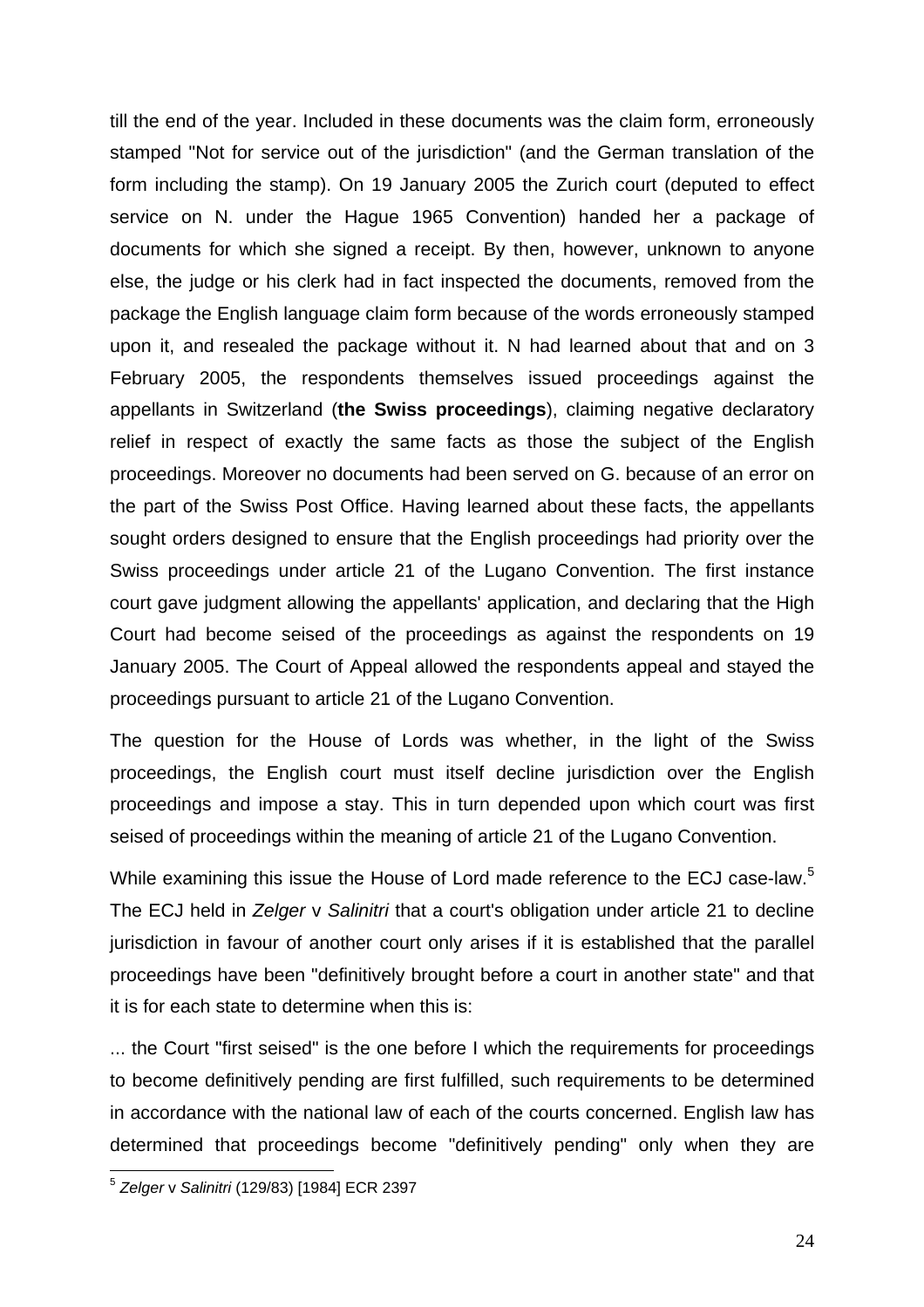till the end of the year. Included in these documents was the claim form, erroneously stamped "Not for service out of the jurisdiction" (and the German translation of the form including the stamp). On 19 January 2005 the Zurich court (deputed to effect service on N. under the Hague 1965 Convention) handed her a package of documents for which she signed a receipt. By then, however, unknown to anyone else, the judge or his clerk had in fact inspected the documents, removed from the package the English language claim form because of the words erroneously stamped upon it, and resealed the package without it. N had learned about that and on 3 February 2005, the respondents themselves issued proceedings against the appellants in Switzerland (**the Swiss proceedings**), claiming negative declaratory relief in respect of exactly the same facts as those the subject of the English proceedings. Moreover no documents had been served on G. because of an error on the part of the Swiss Post Office. Having learned about these facts, the appellants sought orders designed to ensure that the English proceedings had priority over the Swiss proceedings under article 21 of the Lugano Convention. The first instance court gave judgment allowing the appellants' application, and declaring that the High Court had become seised of the proceedings as against the respondents on 19 January 2005. The Court of Appeal allowed the respondents appeal and stayed the proceedings pursuant to article 21 of the Lugano Convention.

The question for the House of Lords was whether, in the light of the Swiss proceedings, the English court must itself decline jurisdiction over the English proceedings and impose a stay. This in turn depended upon which court was first seised of proceedings within the meaning of article 21 of the Lugano Convention.

While examining this issue the House of Lord made reference to the ECJ case-law.[5] The ECJ held in *Zelger* v *Salinitri* that a court's obligation under article 21 to decline jurisdiction in favour of another court only arises if it is established that the parallel proceedings have been "definitively brought before a court in another state" and that it is for each state to determine when this is:

... the Court "first seised" is the one before I which the requirements for proceedings to become definitively pending are first fulfilled, such requirements to be determined in accordance with the national law of each of the courts concerned. English law has determined that proceedings become "definitively pending" only when they are

[5] *Zelger* v *Salinitri* (129/83) [1984] ECR 2397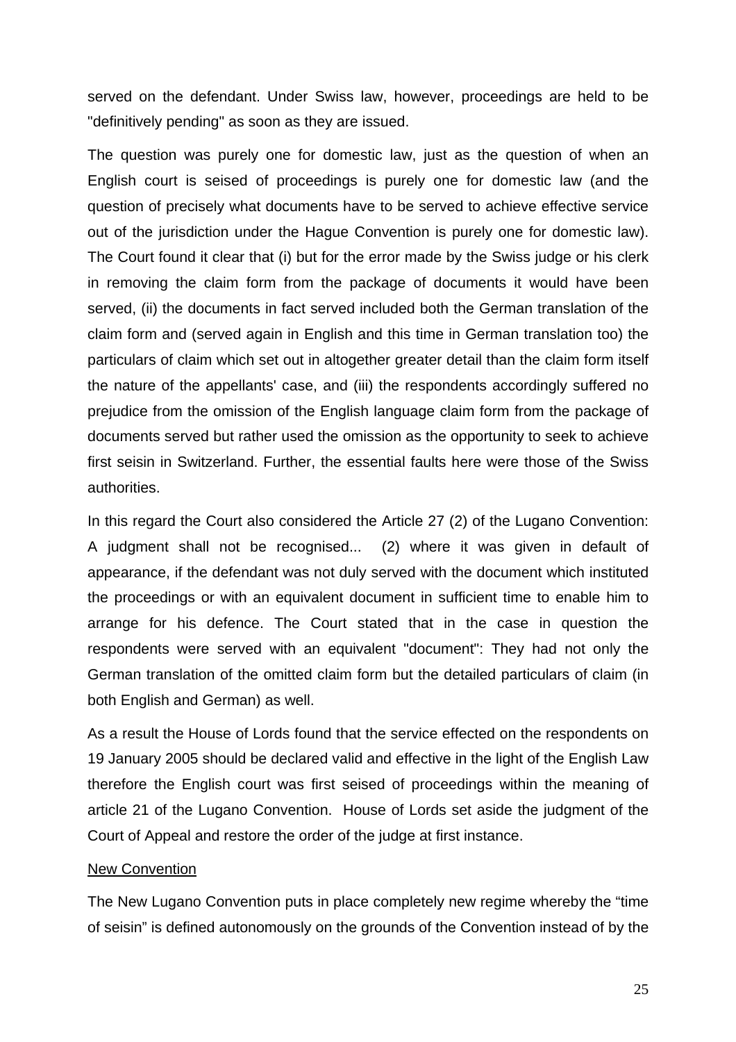served on the defendant. Under Swiss law, however, proceedings are held to be "definitively pending" as soon as they are issued.

The question was purely one for domestic law, just as the question of when an English court is seised of proceedings is purely one for domestic law (and the question of precisely what documents have to be served to achieve effective service out of the jurisdiction under the Hague Convention is purely one for domestic law). The Court found it clear that (i) but for the error made by the Swiss judge or his clerk in removing the claim form from the package of documents it would have been served, (ii) the documents in fact served included both the German translation of the claim form and (served again in English and this time in German translation too) the particulars of claim which set out in altogether greater detail than the claim form itself the nature of the appellants' case, and (iii) the respondents accordingly suffered no prejudice from the omission of the English language claim form from the package of documents served but rather used the omission as the opportunity to seek to achieve first seisin in Switzerland. Further, the essential faults here were those of the Swiss authorities.

In this regard the Court also considered the Article 27 (2) of the Lugano Convention: A judgment shall not be recognised... (2) where it was given in default of appearance, if the defendant was not duly served with the document which instituted the proceedings or with an equivalent document in sufficient time to enable him to arrange for his defence. The Court stated that in the case in question the respondents were served with an equivalent "document": They had not only the German translation of the omitted claim form but the detailed particulars of claim (in both English and German) as well.

As a result the House of Lords found that the service effected on the respondents on 19 January 2005 should be declared valid and effective in the light of the English Law therefore the English court was first seised of proceedings within the meaning of article 21 of the Lugano Convention. House of Lords set aside the judgment of the Court of Appeal and restore the order of the judge at first instance.

<u>New Convention</u>

The New Lugano Convention puts in place completely new regime whereby the "time of seisin" is defined autonomously on the grounds of the Convention instead of by the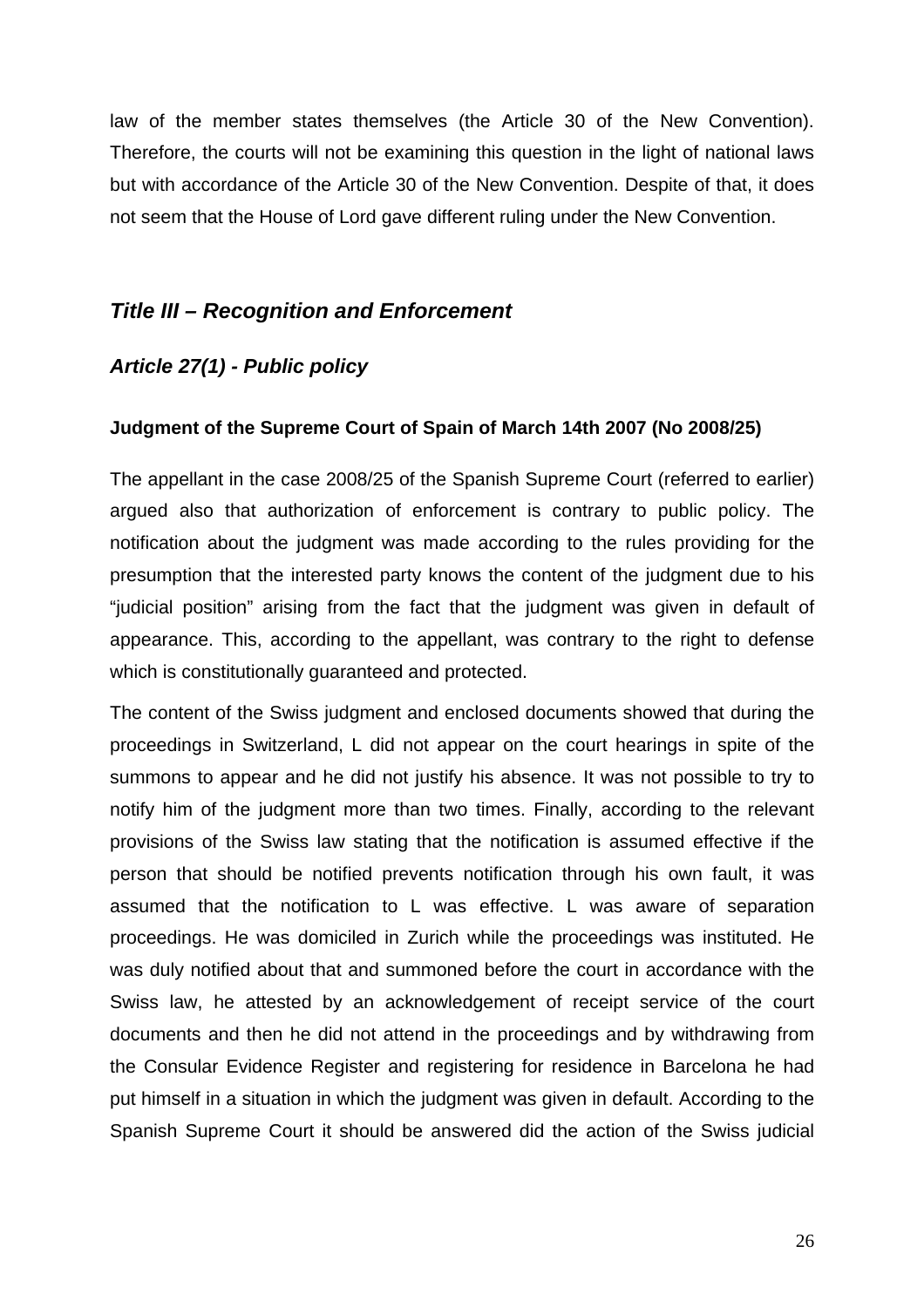law of the member states themselves (the Article 30 of the New Convention). Therefore, the courts will not be examining this question in the light of national laws but with accordance of the Article 30 of the New Convention. Despite of that, it does not seem that the House of Lord gave different ruling under the New Convention.

## *Title III – Recognition and Enforcement*

### *Article 27(1) - Public policy*

**Judgment of the Supreme Court of Spain of March 14th 2007 (No 2008/25)**

The appellant in the case 2008/25 of the Spanish Supreme Court (referred to earlier) argued also that authorization of enforcement is contrary to public policy. The notification about the judgment was made according to the rules providing for the presumption that the interested party knows the content of the judgment due to his "judicial position" arising from the fact that the judgment was given in default of appearance. This, according to the appellant, was contrary to the right to defense which is constitutionally guaranteed and protected.

The content of the Swiss judgment and enclosed documents showed that during the proceedings in Switzerland, L did not appear on the court hearings in spite of the summons to appear and he did not justify his absence. It was not possible to try to notify him of the judgment more than two times. Finally, according to the relevant provisions of the Swiss law stating that the notification is assumed effective if the person that should be notified prevents notification through his own fault, it was assumed that the notification to L was effective. L was aware of separation proceedings. He was domiciled in Zurich while the proceedings was instituted. He was duly notified about that and summoned before the court in accordance with the Swiss law, he attested by an acknowledgement of receipt service of the court documents and then he did not attend in the proceedings and by withdrawing from the Consular Evidence Register and registering for residence in Barcelona he had put himself in a situation in which the judgment was given in default. According to the Spanish Supreme Court it should be answered did the action of the Swiss judicial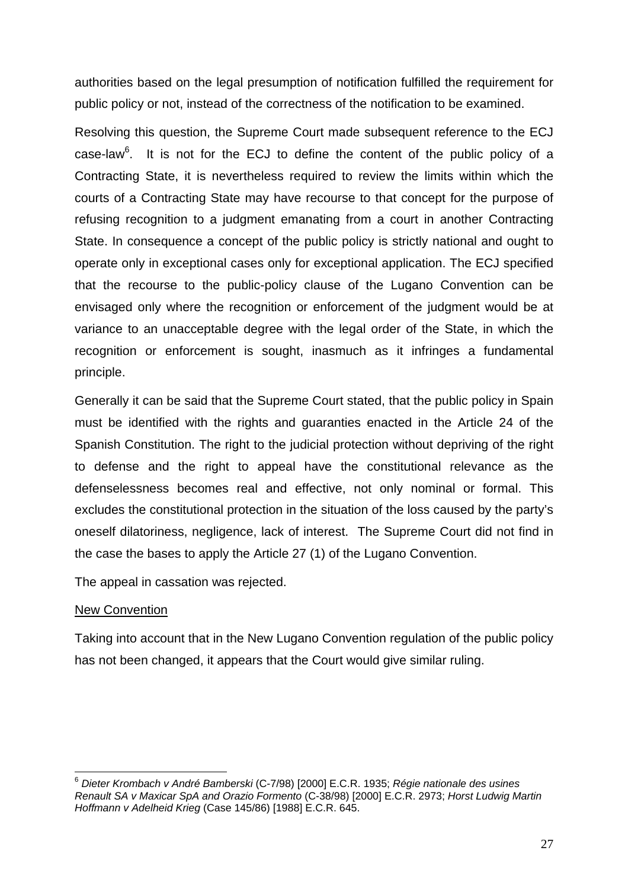authorities based on the legal presumption of notification fulfilled the requirement for public policy or not, instead of the correctness of the notification to be examined.

Resolving this question, the Supreme Court made subsequent reference to the ECJ case-law[6]. It is not for the ECJ to define the content of the public policy of a Contracting State, it is nevertheless required to review the limits within which the courts of a Contracting State may have recourse to that concept for the purpose of refusing recognition to a judgment emanating from a court in another Contracting State. In consequence a concept of the public policy is strictly national and ought to operate only in exceptional cases only for exceptional application. The ECJ specified that the recourse to the public-policy clause of the Lugano Convention can be envisaged only where the recognition or enforcement of the judgment would be at variance to an unacceptable degree with the legal order of the State, in which the recognition or enforcement is sought, inasmuch as it infringes a fundamental principle.

Generally it can be said that the Supreme Court stated, that the public policy in Spain must be identified with the rights and guaranties enacted in the Article 24 of the Spanish Constitution. The right to the judicial protection without depriving of the right to defense and the right to appeal have the constitutional relevance as the defenselessness becomes real and effective, not only nominal or formal. This excludes the constitutional protection in the situation of the loss caused by the party's oneself dilatoriness, negligence, lack of interest. The Supreme Court did not find in the case the bases to apply the Article 27 (1) of the Lugano Convention.

The appeal in cassation was rejected.

<u>New Convention</u>

Taking into account that in the New Lugano Convention regulation of the public policy has not been changed, it appears that the Court would give similar ruling.

---

[6] *Dieter Krombach v André Bamberski* (C-7/98) [2000] E.C.R. 1935; *Régie nationale des usines Renault SA v Maxicar SpA and Orazio Formento* (C-38/98) [2000] E.C.R. 2973; *Horst Ludwig Martin Hoffmann v Adelheid Krieg* (Case 145/86) [1988] E.C.R. 645.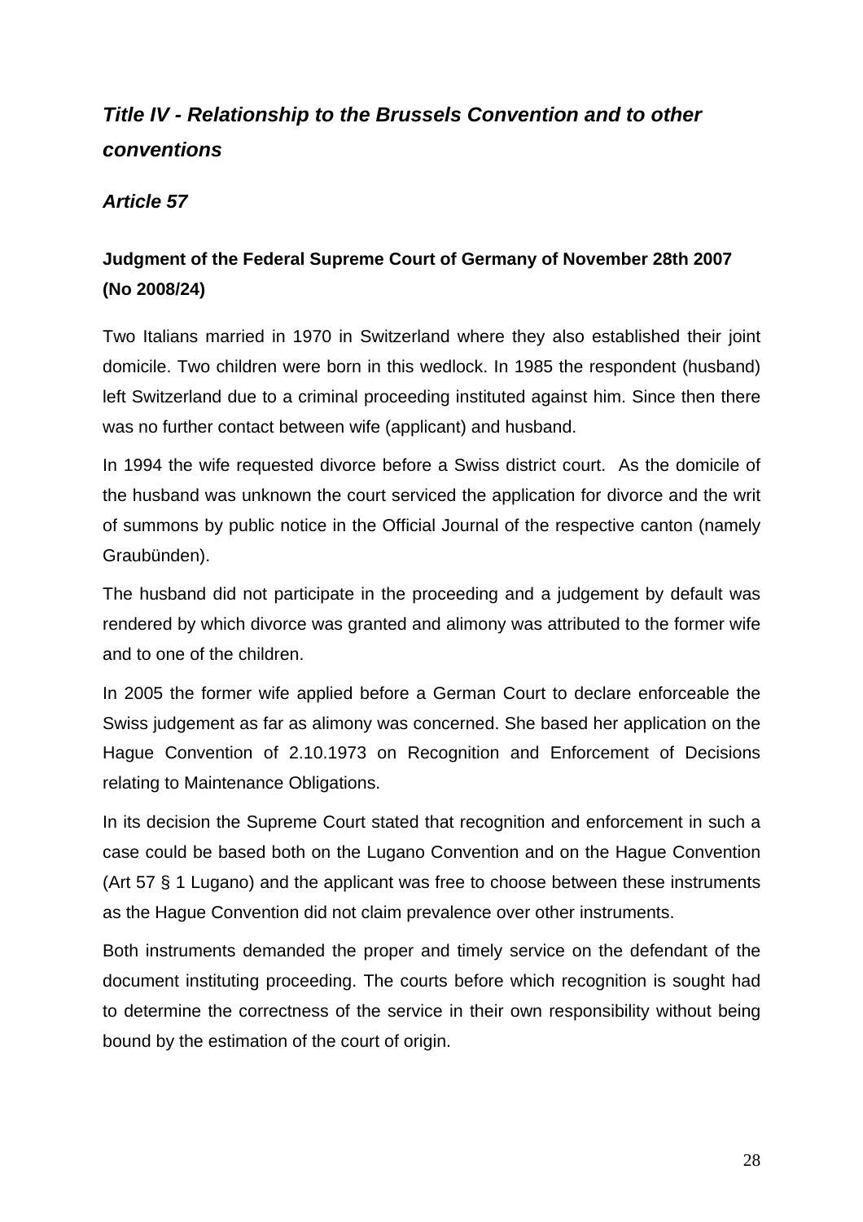## *Title IV - Relationship to the Brussels Convention and to other conventions*

### *Article 57*

**Judgment of the Federal Supreme Court of Germany of November 28th 2007 (No 2008/24)**

Two Italians married in 1970 in Switzerland where they also established their joint domicile. Two children were born in this wedlock. In 1985 the respondent (husband) left Switzerland due to a criminal proceeding instituted against him. Since then there was no further contact between wife (applicant) and husband.

In 1994 the wife requested divorce before a Swiss district court. As the domicile of the husband was unknown the court serviced the application for divorce and the writ of summons by public notice in the Official Journal of the respective canton (namely Graubünden).

The husband did not participate in the proceeding and a judgement by default was rendered by which divorce was granted and alimony was attributed to the former wife and to one of the children.

In 2005 the former wife applied before a German Court to declare enforceable the Swiss judgement as far as alimony was concerned. She based her application on the Hague Convention of 2.10.1973 on Recognition and Enforcement of Decisions relating to Maintenance Obligations.

In its decision the Supreme Court stated that recognition and enforcement in such a case could be based both on the Lugano Convention and on the Hague Convention (Art 57 § 1 Lugano) and the applicant was free to choose between these instruments as the Hague Convention did not claim prevalence over other instruments.

Both instruments demanded the proper and timely service on the defendant of the document instituting proceeding. The courts before which recognition is sought had to determine the correctness of the service in their own responsibility without being bound by the estimation of the court of origin.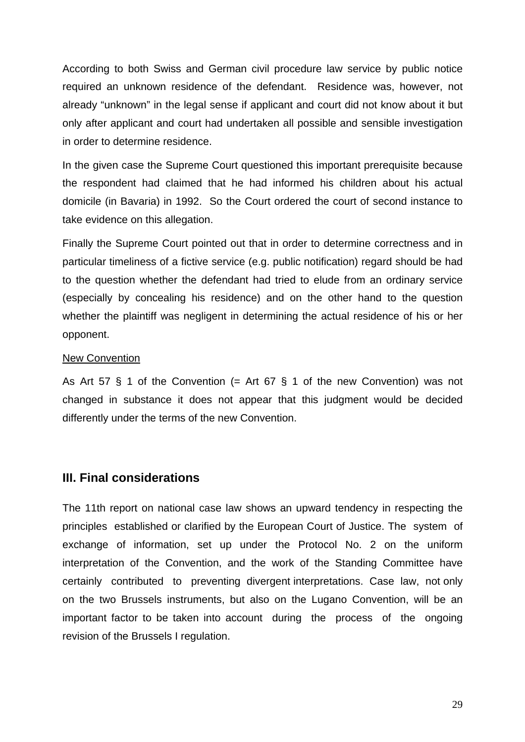According to both Swiss and German civil procedure law service by public notice required an unknown residence of the defendant. Residence was, however, not already “unknown” in the legal sense if applicant and court did not know about it but only after applicant and court had undertaken all possible and sensible investigation in order to determine residence.

In the given case the Supreme Court questioned this important prerequisite because the respondent had claimed that he had informed his children about his actual domicile (in Bavaria) in 1992. So the Court ordered the court of second instance to take evidence on this allegation.

Finally the Supreme Court pointed out that in order to determine correctness and in particular timeliness of a fictive service (e.g. public notification) regard should be had to the question whether the defendant had tried to elude from an ordinary service (especially by concealing his residence) and on the other hand to the question whether the plaintiff was negligent in determining the actual residence of his or her opponent.

<u>New Convention</u>

As Art 57 § 1 of the Convention (= Art 67 § 1 of the new Convention) was not changed in substance it does not appear that this judgment would be decided differently under the terms of the new Convention.

## III. Final considerations

The 11th report on national case law shows an upward tendency in respecting the principles established or clarified by the European Court of Justice. The system of exchange of information, set up under the Protocol No. 2 on the uniform interpretation of the Convention, and the work of the Standing Committee have certainly contributed to preventing divergent interpretations. Case law, not only on the two Brussels instruments, but also on the Lugano Convention, will be an important factor to be taken into account during the process of the ongoing revision of the Brussels I regulation.